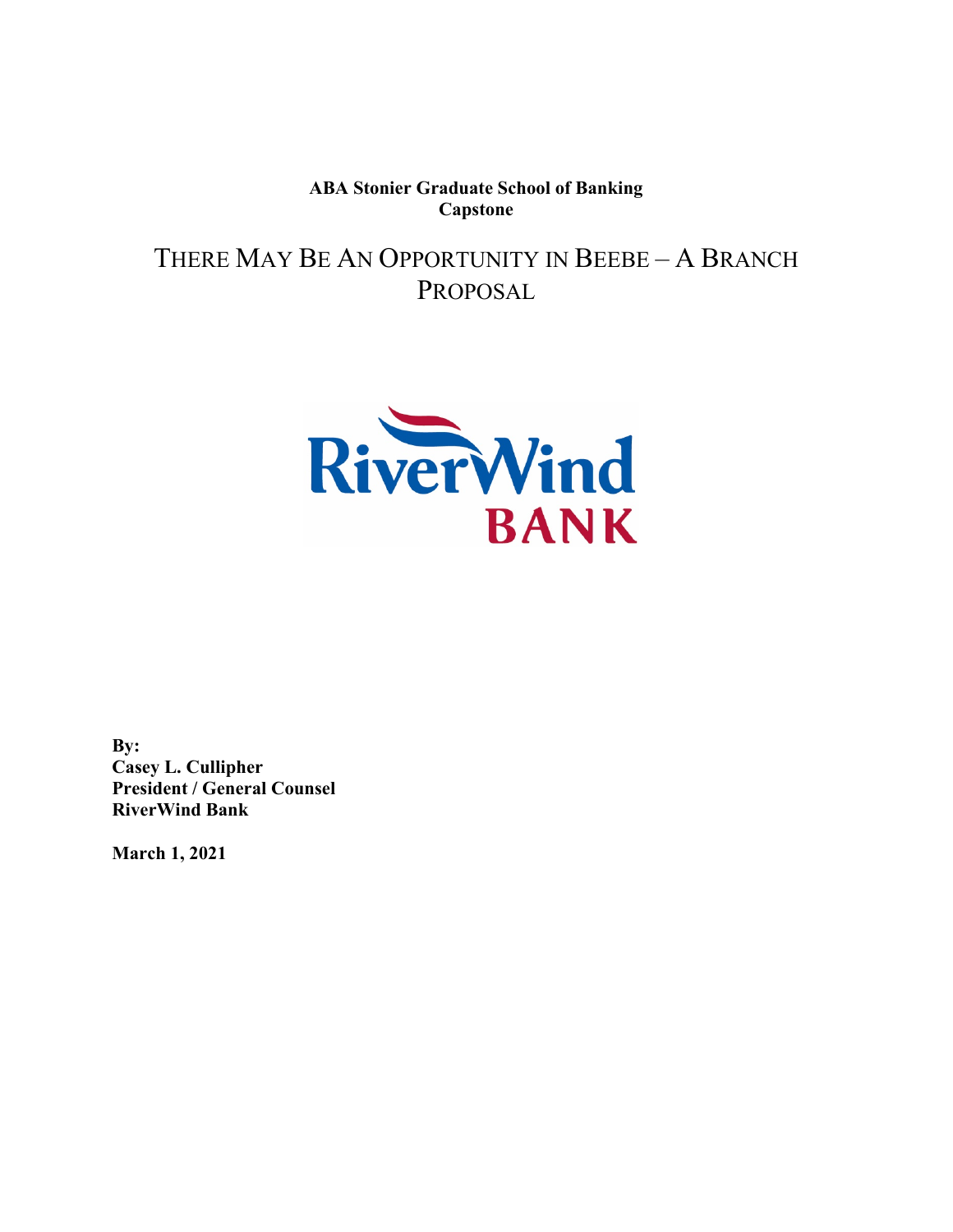**ABA Stonier Graduate School of Banking**
**Capstone**

# THERE MAY BE AN OPPORTUNITY IN BEEBE – A BRANCH PROPOSAL

**By:**
**Casey L. Cullipher**
**President / General Counsel**
**RiverWind Bank**

**March 1, 2021**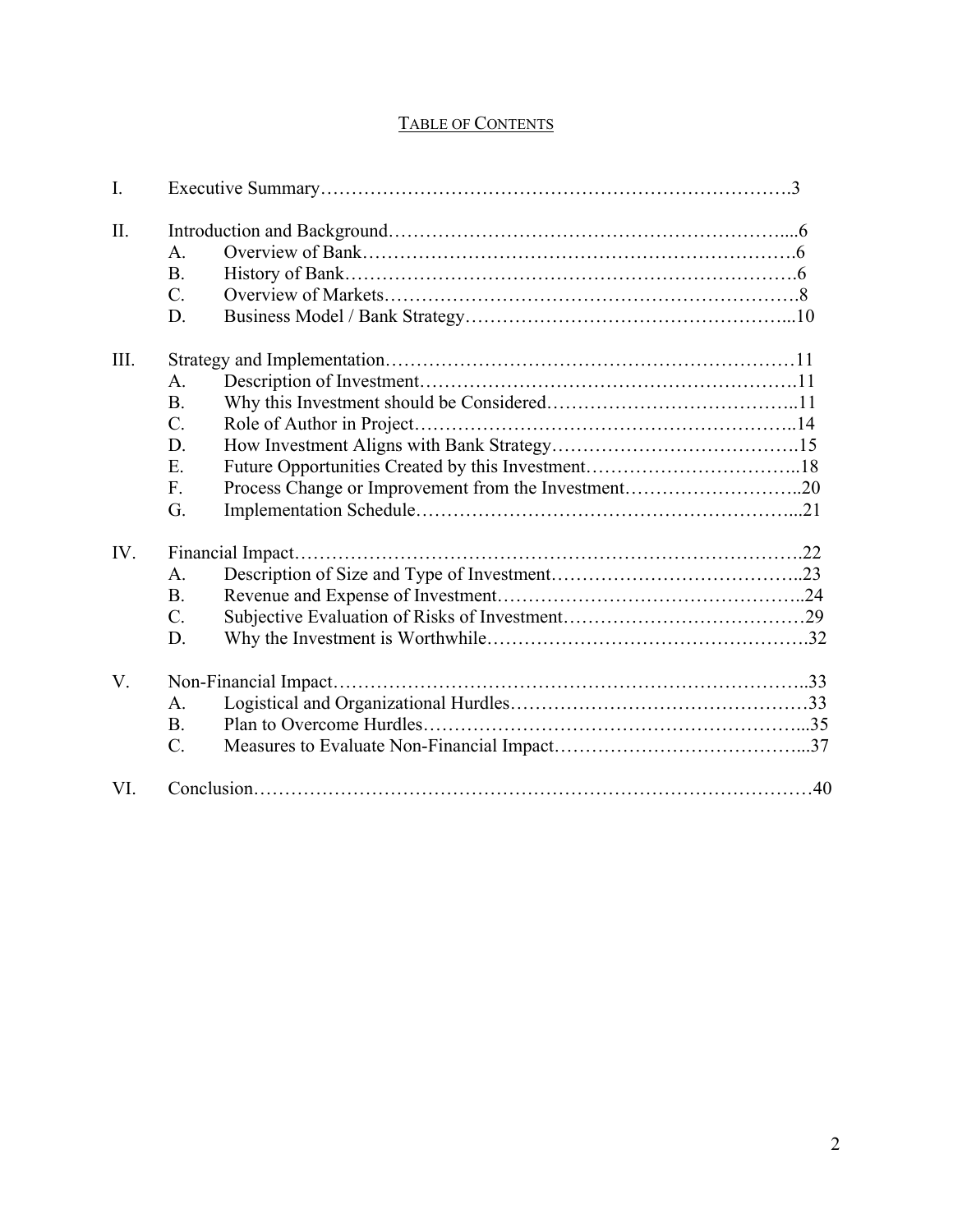# TABLE OF CONTENTS

I. Executive Summary……………………………………………………………….3

II. Introduction and Background………………………………………………………...6
- A. Overview of Bank…………………………………………………………….6
- B. History of Bank……………………………………………………………….6
- C. Overview of Markets…………………………………………………………8
- D. Business Model / Bank Strategy……………………………………………...10

III. Strategy and Implementation………………………………………………………11
- A. Description of Investment…………………………………………………….11
- B. Why this Investment should be Considered…………………………………..11
- C. Role of Author in Project……………………………………………………..14
- D. How Investment Aligns with Bank Strategy………………………………….15
- E. Future Opportunities Created by this Investment……………………………..18
- F. Process Change or Improvement from the Investment………………………..20
- G. Implementation Schedule……………………………………………………...21

IV. Financial Impact…………………………………………………………………….22
- A. Description of Size and Type of Investment…………………………………..23
- B. Revenue and Expense of Investment…………………………………………..24
- C. Subjective Evaluation of Risks of Investment…………………………………29
- D. Why the Investment is Worthwhile…………………………………………….32

V. Non-Financial Impact………………………………………………………………..33
- A. Logistical and Organizational Hurdles…………………………………………33
- B. Plan to Overcome Hurdles……………………………………………………...35
- C. Measures to Evaluate Non-Financial Impact…………………………………...37

VI. Conclusion…………………………………………………………………………40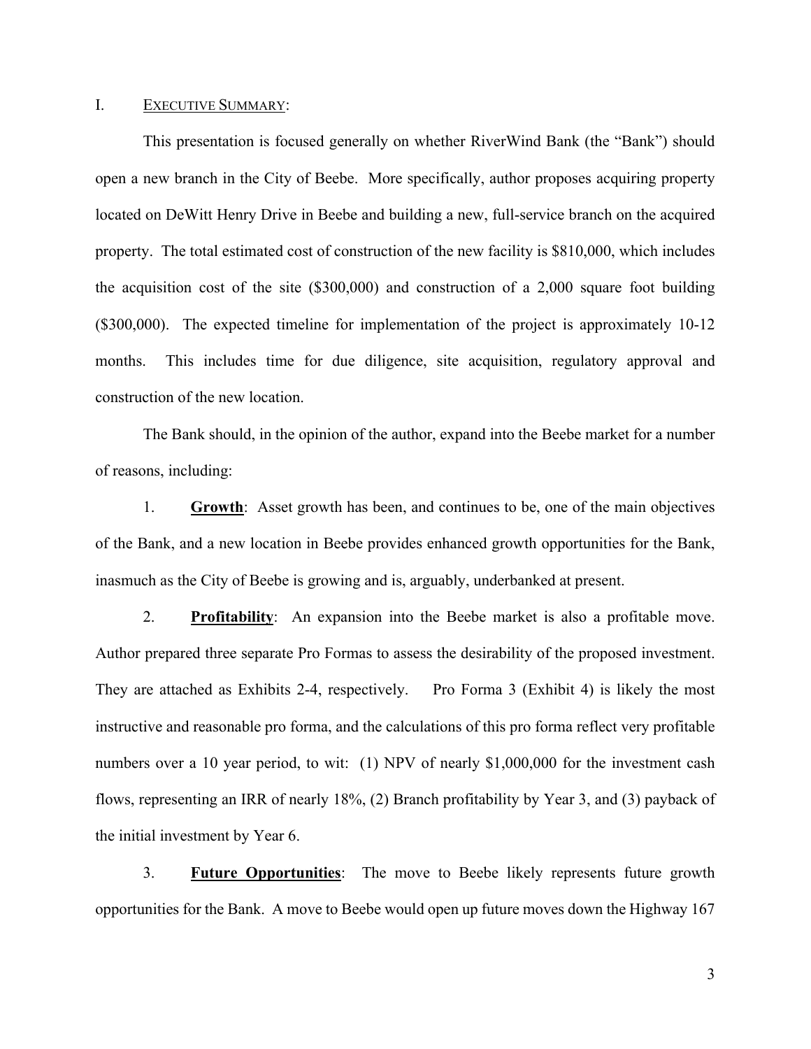## I. EXECUTIVE SUMMARY:

This presentation is focused generally on whether RiverWind Bank (the "Bank") should open a new branch in the City of Beebe. More specifically, author proposes acquiring property located on DeWitt Henry Drive in Beebe and building a new, full-service branch on the acquired property. The total estimated cost of construction of the new facility is $810,000, which includes the acquisition cost of the site ($300,000) and construction of a 2,000 square foot building ($300,000). The expected timeline for implementation of the project is approximately 10-12 months. This includes time for due diligence, site acquisition, regulatory approval and construction of the new location.

The Bank should, in the opinion of the author, expand into the Beebe market for a number of reasons, including:

1. **Growth**: Asset growth has been, and continues to be, one of the main objectives of the Bank, and a new location in Beebe provides enhanced growth opportunities for the Bank, inasmuch as the City of Beebe is growing and is, arguably, underbanked at present.

2. **Profitability**: An expansion into the Beebe market is also a profitable move. Author prepared three separate Pro Formas to assess the desirability of the proposed investment. They are attached as Exhibits 2-4, respectively. Pro Forma 3 (Exhibit 4) is likely the most instructive and reasonable pro forma, and the calculations of this pro forma reflect very profitable numbers over a 10 year period, to wit: (1) NPV of nearly $1,000,000 for the investment cash flows, representing an IRR of nearly 18%, (2) Branch profitability by Year 3, and (3) payback of the initial investment by Year 6.

3. **Future Opportunities**: The move to Beebe likely represents future growth opportunities for the Bank. A move to Beebe would open up future moves down the Highway 167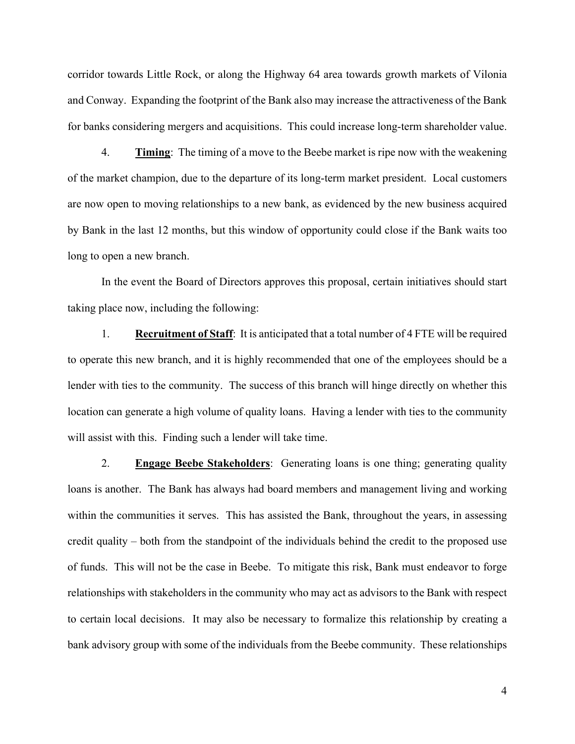corridor towards Little Rock, or along the Highway 64 area towards growth markets of Vilonia and Conway. Expanding the footprint of the Bank also may increase the attractiveness of the Bank for banks considering mergers and acquisitions. This could increase long-term shareholder value.

4. **Timing**: The timing of a move to the Beebe market is ripe now with the weakening of the market champion, due to the departure of its long-term market president. Local customers are now open to moving relationships to a new bank, as evidenced by the new business acquired by Bank in the last 12 months, but this window of opportunity could close if the Bank waits too long to open a new branch.

In the event the Board of Directors approves this proposal, certain initiatives should start taking place now, including the following:

1. **Recruitment of Staff**: It is anticipated that a total number of 4 FTE will be required to operate this new branch, and it is highly recommended that one of the employees should be a lender with ties to the community. The success of this branch will hinge directly on whether this location can generate a high volume of quality loans. Having a lender with ties to the community will assist with this. Finding such a lender will take time.

2. **Engage Beebe Stakeholders**: Generating loans is one thing; generating quality loans is another. The Bank has always had board members and management living and working within the communities it serves. This has assisted the Bank, throughout the years, in assessing credit quality – both from the standpoint of the individuals behind the credit to the proposed use of funds. This will not be the case in Beebe. To mitigate this risk, Bank must endeavor to forge relationships with stakeholders in the community who may act as advisors to the Bank with respect to certain local decisions. It may also be necessary to formalize this relationship by creating a bank advisory group with some of the individuals from the Beebe community. These relationships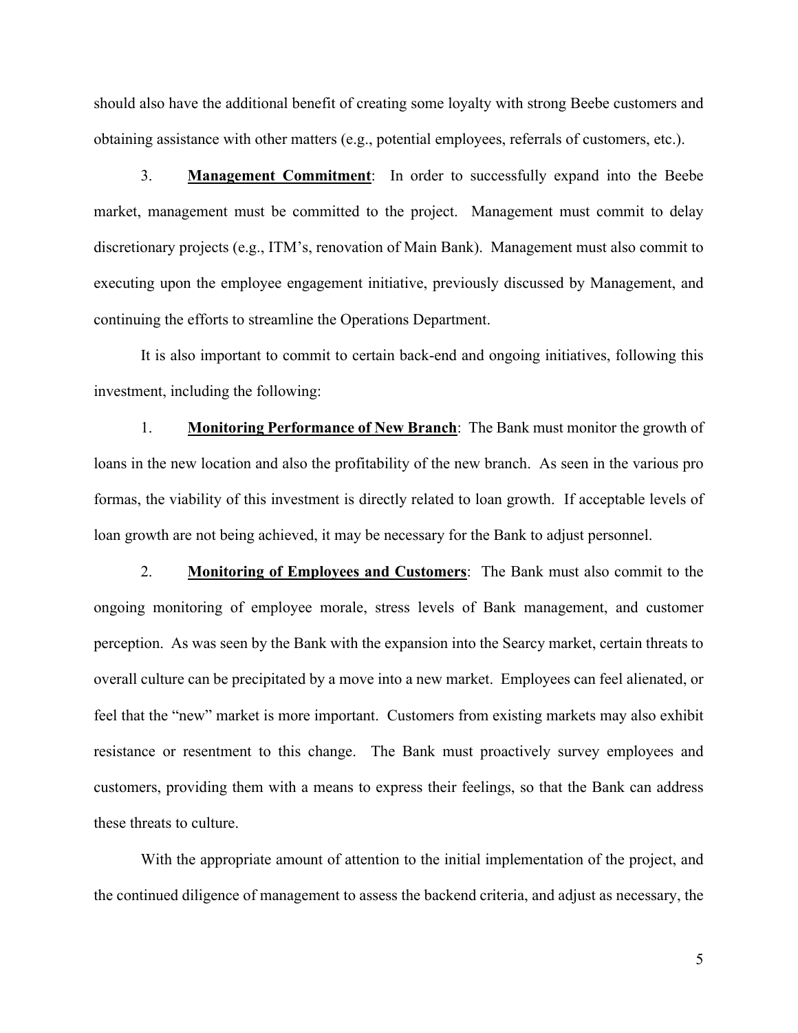should also have the additional benefit of creating some loyalty with strong Beebe customers and obtaining assistance with other matters (e.g., potential employees, referrals of customers, etc.).

3. **<u>Management Commitment</u>**: In order to successfully expand into the Beebe market, management must be committed to the project. Management must commit to delay discretionary projects (e.g., ITM's, renovation of Main Bank). Management must also commit to executing upon the employee engagement initiative, previously discussed by Management, and continuing the efforts to streamline the Operations Department.

It is also important to commit to certain back-end and ongoing initiatives, following this investment, including the following:

1. **<u>Monitoring Performance of New Branch</u>**: The Bank must monitor the growth of loans in the new location and also the profitability of the new branch. As seen in the various pro formas, the viability of this investment is directly related to loan growth. If acceptable levels of loan growth are not being achieved, it may be necessary for the Bank to adjust personnel.

2. **<u>Monitoring of Employees and Customers</u>**: The Bank must also commit to the ongoing monitoring of employee morale, stress levels of Bank management, and customer perception. As was seen by the Bank with the expansion into the Searcy market, certain threats to overall culture can be precipitated by a move into a new market. Employees can feel alienated, or feel that the "new" market is more important. Customers from existing markets may also exhibit resistance or resentment to this change. The Bank must proactively survey employees and customers, providing them with a means to express their feelings, so that the Bank can address these threats to culture.

With the appropriate amount of attention to the initial implementation of the project, and the continued diligence of management to assess the backend criteria, and adjust as necessary, the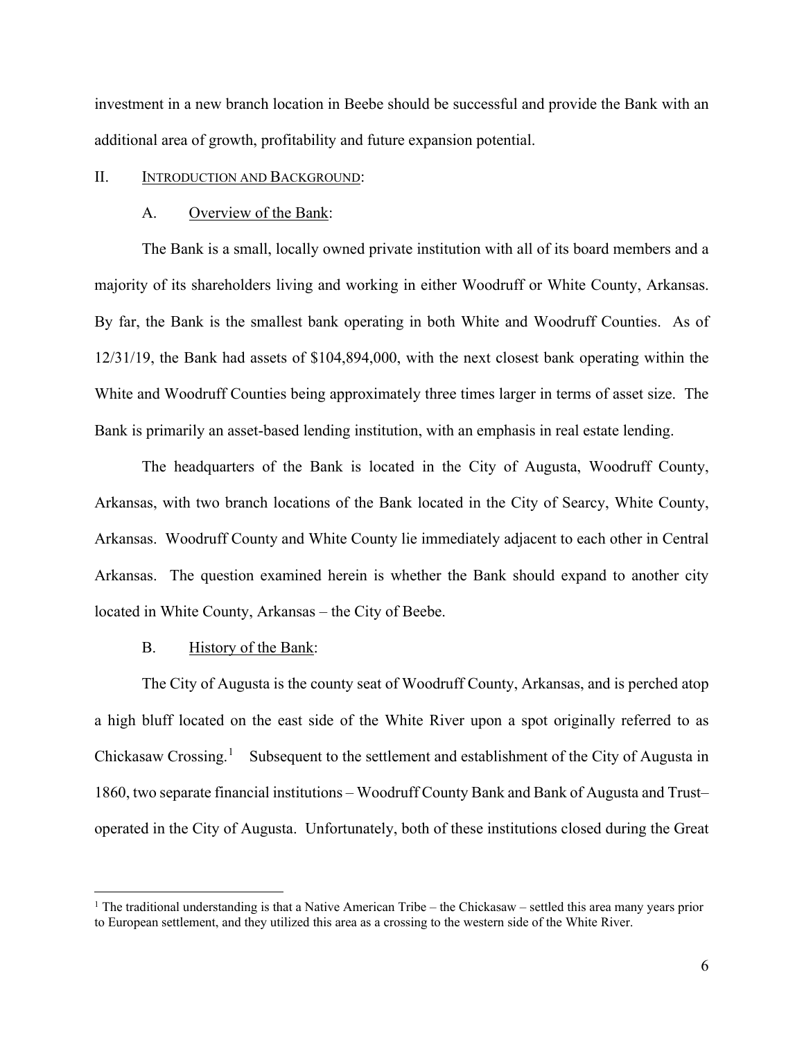investment in a new branch location in Beebe should be successful and provide the Bank with an additional area of growth, profitability and future expansion potential.

## II. Introduction and Background:

### A. Overview of the Bank:

The Bank is a small, locally owned private institution with all of its board members and a majority of its shareholders living and working in either Woodruff or White County, Arkansas. By far, the Bank is the smallest bank operating in both White and Woodruff Counties. As of 12/31/19, the Bank had assets of $104,894,000, with the next closest bank operating within the White and Woodruff Counties being approximately three times larger in terms of asset size. The Bank is primarily an asset-based lending institution, with an emphasis in real estate lending.

The headquarters of the Bank is located in the City of Augusta, Woodruff County, Arkansas, with two branch locations of the Bank located in the City of Searcy, White County, Arkansas. Woodruff County and White County lie immediately adjacent to each other in Central Arkansas. The question examined herein is whether the Bank should expand to another city located in White County, Arkansas – the City of Beebe.

### B. History of the Bank:

The City of Augusta is the county seat of Woodruff County, Arkansas, and is perched atop a high bluff located on the east side of the White River upon a spot originally referred to as Chickasaw Crossing.[1] Subsequent to the settlement and establishment of the City of Augusta in 1860, two separate financial institutions – Woodruff County Bank and Bank of Augusta and Trust– operated in the City of Augusta. Unfortunately, both of these institutions closed during the Great

---

[1] The traditional understanding is that a Native American Tribe – the Chickasaw – settled this area many years prior to European settlement, and they utilized this area as a crossing to the western side of the White River.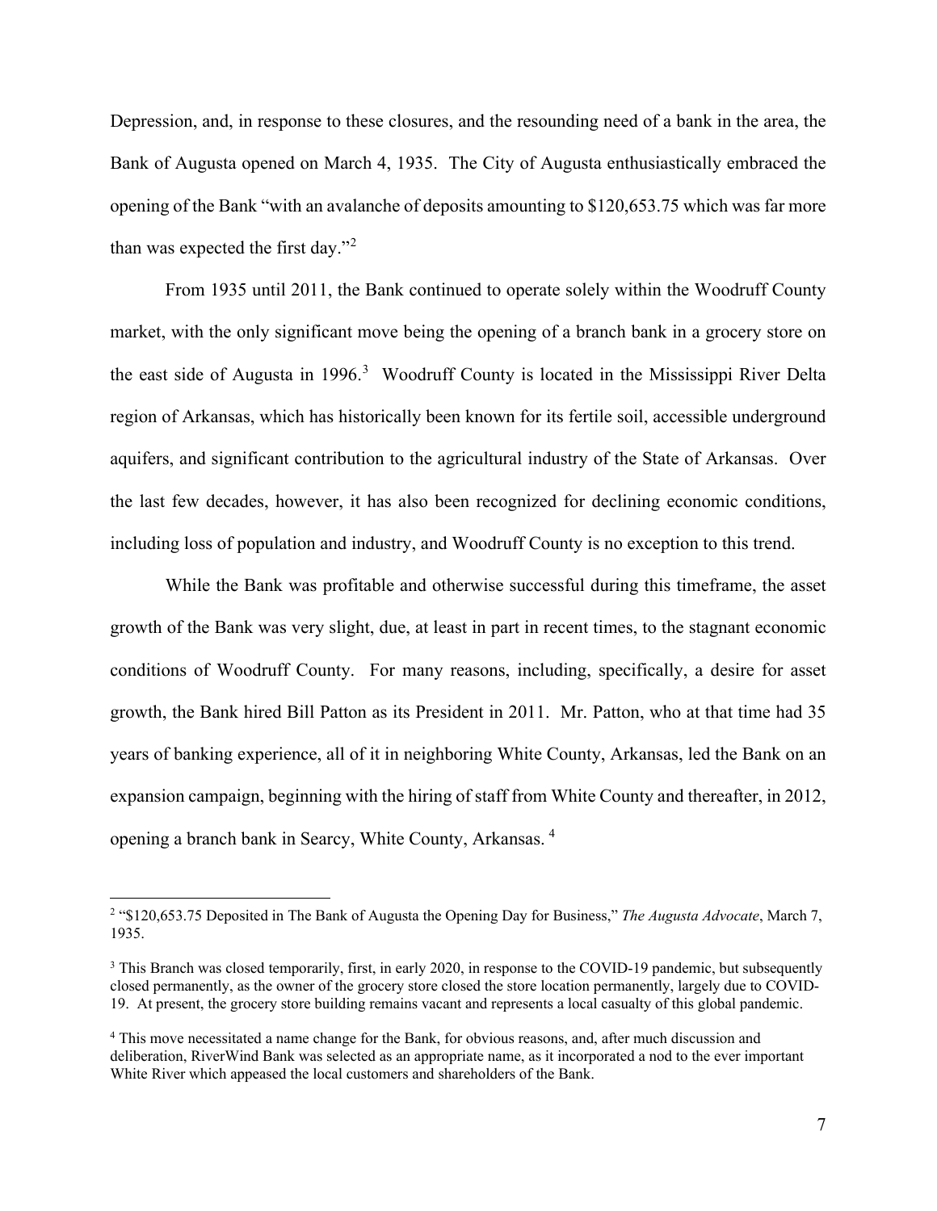Depression, and, in response to these closures, and the resounding need of a bank in the area, the Bank of Augusta opened on March 4, 1935. The City of Augusta enthusiastically embraced the opening of the Bank "with an avalanche of deposits amounting to $120,653.75 which was far more than was expected the first day."[2]

From 1935 until 2011, the Bank continued to operate solely within the Woodruff County market, with the only significant move being the opening of a branch bank in a grocery store on the east side of Augusta in 1996.[3] Woodruff County is located in the Mississippi River Delta region of Arkansas, which has historically been known for its fertile soil, accessible underground aquifers, and significant contribution to the agricultural industry of the State of Arkansas. Over the last few decades, however, it has also been recognized for declining economic conditions, including loss of population and industry, and Woodruff County is no exception to this trend.

While the Bank was profitable and otherwise successful during this timeframe, the asset growth of the Bank was very slight, due, at least in part in recent times, to the stagnant economic conditions of Woodruff County. For many reasons, including, specifically, a desire for asset growth, the Bank hired Bill Patton as its President in 2011. Mr. Patton, who at that time had 35 years of banking experience, all of it in neighboring White County, Arkansas, led the Bank on an expansion campaign, beginning with the hiring of staff from White County and thereafter, in 2012, opening a branch bank in Searcy, White County, Arkansas.[4]

---

[2] "$120,653.75 Deposited in The Bank of Augusta the Opening Day for Business," *The Augusta Advocate*, March 7, 1935.

[3] This Branch was closed temporarily, first, in early 2020, in response to the COVID-19 pandemic, but subsequently closed permanently, as the owner of the grocery store closed the store location permanently, largely due to COVID-19. At present, the grocery store building remains vacant and represents a local casualty of this global pandemic.

[4] This move necessitated a name change for the Bank, for obvious reasons, and, after much discussion and deliberation, RiverWind Bank was selected as an appropriate name, as it incorporated a nod to the ever important White River which appeased the local customers and shareholders of the Bank.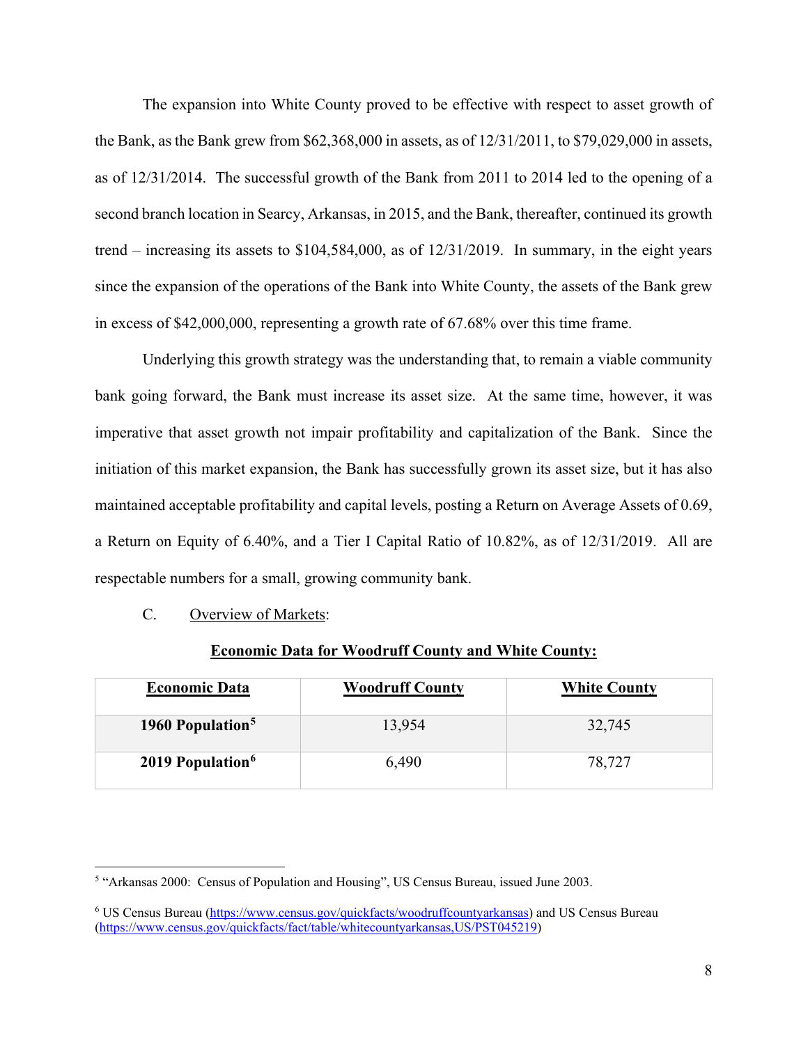The expansion into White County proved to be effective with respect to asset growth of the Bank, as the Bank grew from $62,368,000 in assets, as of 12/31/2011, to $79,029,000 in assets, as of 12/31/2014. The successful growth of the Bank from 2011 to 2014 led to the opening of a second branch location in Searcy, Arkansas, in 2015, and the Bank, thereafter, continued its growth trend – increasing its assets to $104,584,000, as of 12/31/2019. In summary, in the eight years since the expansion of the operations of the Bank into White County, the assets of the Bank grew in excess of $42,000,000, representing a growth rate of 67.68% over this time frame.

Underlying this growth strategy was the understanding that, to remain a viable community bank going forward, the Bank must increase its asset size. At the same time, however, it was imperative that asset growth not impair profitability and capitalization of the Bank. Since the initiation of this market expansion, the Bank has successfully grown its asset size, but it has also maintained acceptable profitability and capital levels, posting a Return on Average Assets of 0.69, a Return on Equity of 6.40%, and a Tier I Capital Ratio of 10.82%, as of 12/31/2019. All are respectable numbers for a small, growing community bank.

C. Overview of Markets:

**Economic Data for Woodruff County and White County:**

| Economic Data | Woodruff County | White County |
|---|---|---|
| **1960 Population[5]** | 13,954 | 32,745 |
| **2019 Population[6]** | 6,490 | 78,727 |

[5] "Arkansas 2000: Census of Population and Housing", US Census Bureau, issued June 2003.

[6] US Census Bureau (https://www.census.gov/quickfacts/woodruffcountyarkansas) and US Census Bureau (https://www.census.gov/quickfacts/fact/table/whitecountyarkansas,US/PST045219)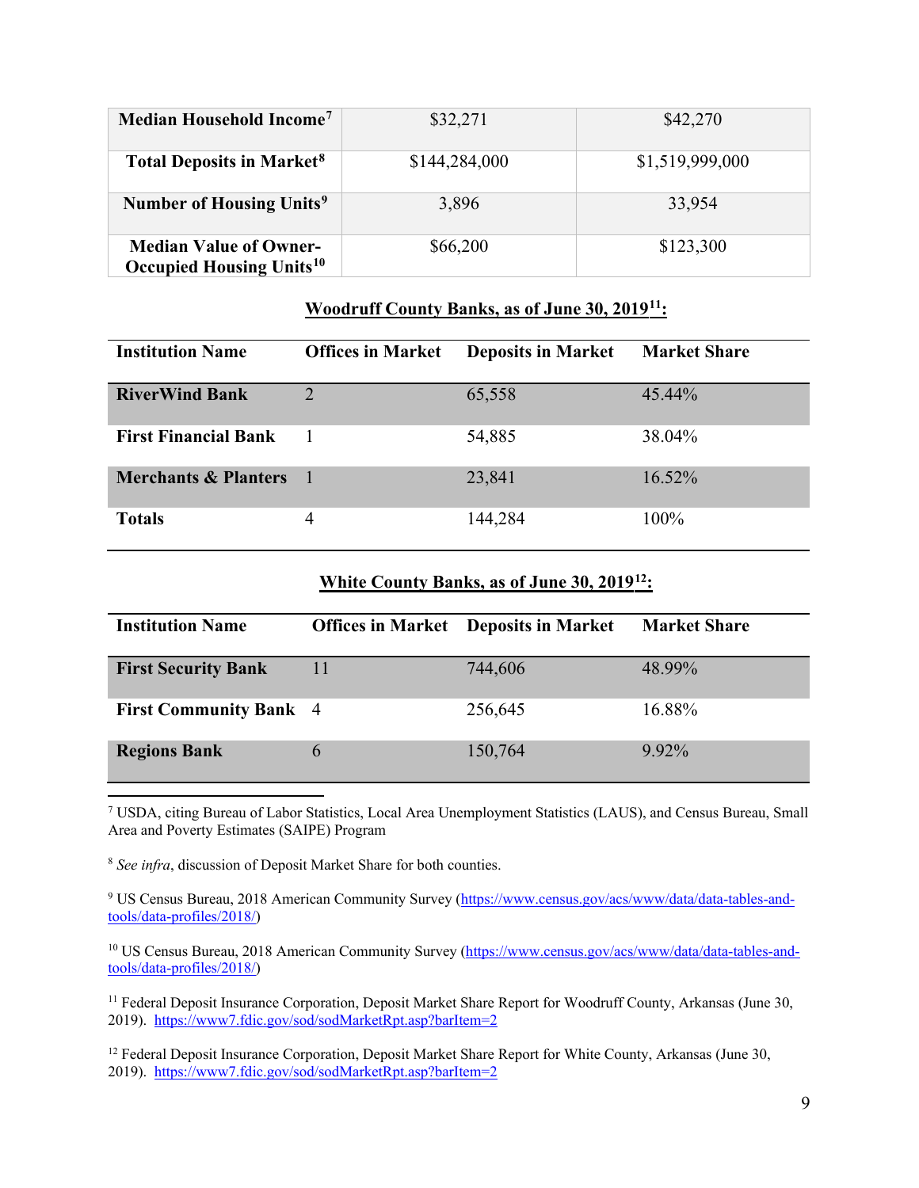| **Median Household Income**[7] | $32,271 | $42,270 |
|---|---|---|
| **Total Deposits in Market**[8] | $144,284,000 | $1,519,999,000 |
| **Number of Housing Units**[9] | 3,896 | 33,954 |
| **Median Value of Owner-Occupied Housing Units**[10] | $66,200 | $123,300 |

**Woodruff County Banks, as of June 30, 2019[11]:**

| Institution Name | Offices in Market | Deposits in Market | Market Share |
|---|---|---|---|
| **RiverWind Bank** | 2 | 65,558 | 45.44% |
| **First Financial Bank** | 1 | 54,885 | 38.04% |
| **Merchants & Planters** | 1 | 23,841 | 16.52% |
| **Totals** | 4 | 144,284 | 100% |

**White County Banks, as of June 30, 2019[12]:**

| Institution Name | Offices in Market | Deposits in Market | Market Share |
|---|---|---|---|
| **First Security Bank** | 11 | 744,606 | 48.99% |
| **First Community Bank** | 4 | 256,645 | 16.88% |
| **Regions Bank** | 6 | 150,764 | 9.92% |

[7] USDA, citing Bureau of Labor Statistics, Local Area Unemployment Statistics (LAUS), and Census Bureau, Small Area and Poverty Estimates (SAIPE) Program

[8] *See infra*, discussion of Deposit Market Share for both counties.

[9] US Census Bureau, 2018 American Community Survey (https://www.census.gov/acs/www/data/data-tables-and-tools/data-profiles/2018/)

[10] US Census Bureau, 2018 American Community Survey (https://www.census.gov/acs/www/data/data-tables-and-tools/data-profiles/2018/)

[11] Federal Deposit Insurance Corporation, Deposit Market Share Report for Woodruff County, Arkansas (June 30, 2019). https://www7.fdic.gov/sod/sodMarketRpt.asp?barItem=2

[12] Federal Deposit Insurance Corporation, Deposit Market Share Report for White County, Arkansas (June 30, 2019). https://www7.fdic.gov/sod/sodMarketRpt.asp?barItem=2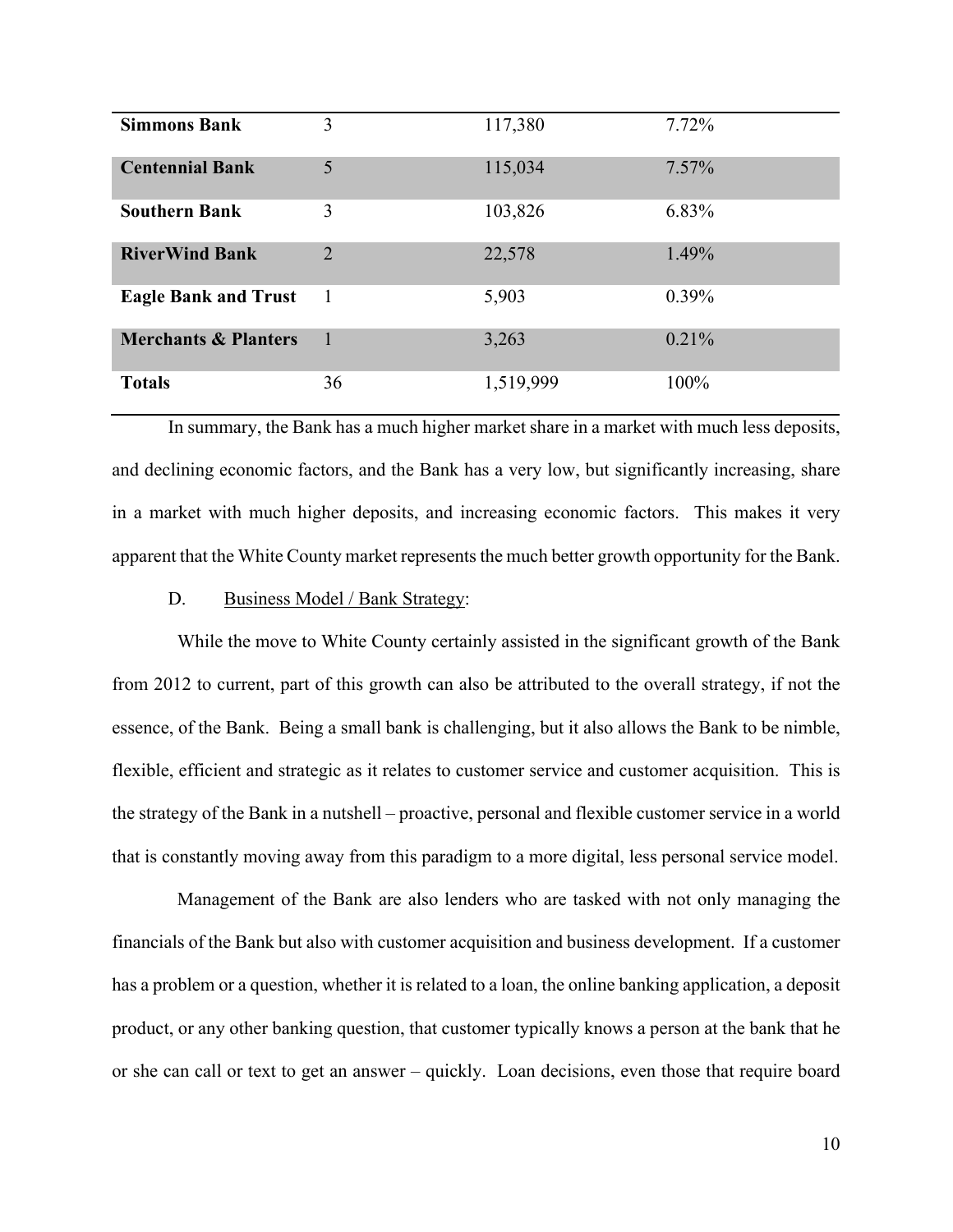| | | | |
|---|---|---|---|
| **Simmons Bank** | 3 | 117,380 | 7.72% |
| **Centennial Bank** | 5 | 115,034 | 7.57% |
| **Southern Bank** | 3 | 103,826 | 6.83% |
| **RiverWind Bank** | 2 | 22,578 | 1.49% |
| **Eagle Bank and Trust** | 1 | 5,903 | 0.39% |
| **Merchants & Planters** | 1 | 3,263 | 0.21% |
| **Totals** | 36 | 1,519,999 | 100% |

In summary, the Bank has a much higher market share in a market with much less deposits, and declining economic factors, and the Bank has a very low, but significantly increasing, share in a market with much higher deposits, and increasing economic factors. This makes it very apparent that the White County market represents the much better growth opportunity for the Bank.

D. Business Model / Bank Strategy:

While the move to White County certainly assisted in the significant growth of the Bank from 2012 to current, part of this growth can also be attributed to the overall strategy, if not the essence, of the Bank. Being a small bank is challenging, but it also allows the Bank to be nimble, flexible, efficient and strategic as it relates to customer service and customer acquisition. This is the strategy of the Bank in a nutshell – proactive, personal and flexible customer service in a world that is constantly moving away from this paradigm to a more digital, less personal service model.

Management of the Bank are also lenders who are tasked with not only managing the financials of the Bank but also with customer acquisition and business development. If a customer has a problem or a question, whether it is related to a loan, the online banking application, a deposit product, or any other banking question, that customer typically knows a person at the bank that he or she can call or text to get an answer – quickly. Loan decisions, even those that require board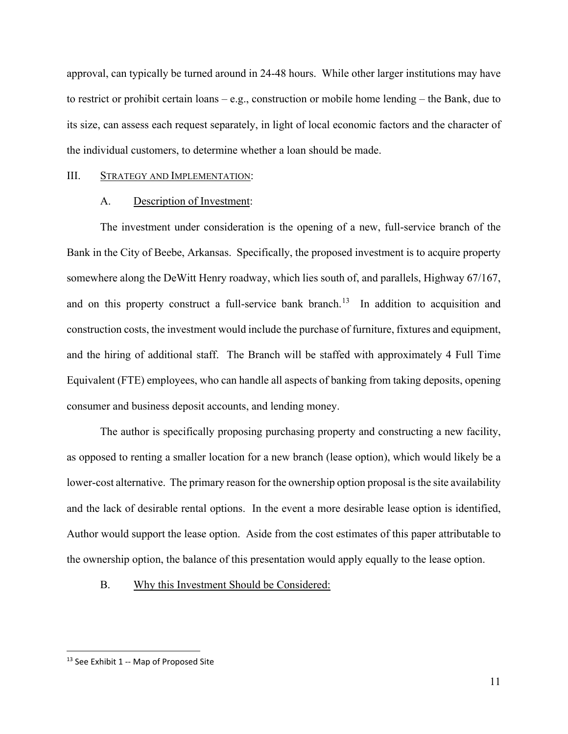approval, can typically be turned around in 24-48 hours. While other larger institutions may have to restrict or prohibit certain loans – e.g., construction or mobile home lending – the Bank, due to its size, can assess each request separately, in light of local economic factors and the character of the individual customers, to determine whether a loan should be made.

## III. Strategy and Implementation:

### A. Description of Investment:

The investment under consideration is the opening of a new, full-service branch of the Bank in the City of Beebe, Arkansas. Specifically, the proposed investment is to acquire property somewhere along the DeWitt Henry roadway, which lies south of, and parallels, Highway 67/167, and on this property construct a full-service bank branch.[13] In addition to acquisition and construction costs, the investment would include the purchase of furniture, fixtures and equipment, and the hiring of additional staff. The Branch will be staffed with approximately 4 Full Time Equivalent (FTE) employees, who can handle all aspects of banking from taking deposits, opening consumer and business deposit accounts, and lending money.

The author is specifically proposing purchasing property and constructing a new facility, as opposed to renting a smaller location for a new branch (lease option), which would likely be a lower-cost alternative. The primary reason for the ownership option proposal is the site availability and the lack of desirable rental options. In the event a more desirable lease option is identified, Author would support the lease option. Aside from the cost estimates of this paper attributable to the ownership option, the balance of this presentation would apply equally to the lease option.

### B. Why this Investment Should be Considered:

---

[13] See Exhibit 1 -- Map of Proposed Site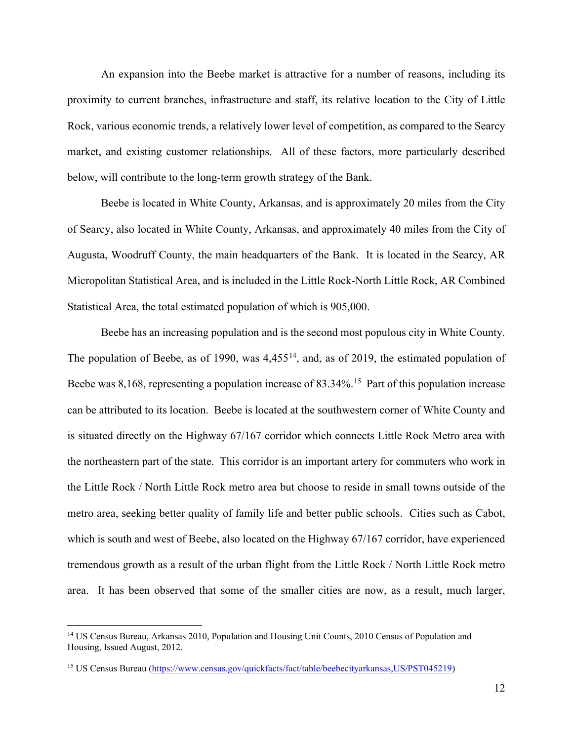An expansion into the Beebe market is attractive for a number of reasons, including its proximity to current branches, infrastructure and staff, its relative location to the City of Little Rock, various economic trends, a relatively lower level of competition, as compared to the Searcy market, and existing customer relationships. All of these factors, more particularly described below, will contribute to the long-term growth strategy of the Bank.

Beebe is located in White County, Arkansas, and is approximately 20 miles from the City of Searcy, also located in White County, Arkansas, and approximately 40 miles from the City of Augusta, Woodruff County, the main headquarters of the Bank. It is located in the Searcy, AR Micropolitan Statistical Area, and is included in the Little Rock-North Little Rock, AR Combined Statistical Area, the total estimated population of which is 905,000.

Beebe has an increasing population and is the second most populous city in White County. The population of Beebe, as of 1990, was 4,455[14], and, as of 2019, the estimated population of Beebe was 8,168, representing a population increase of 83.34%.[15] Part of this population increase can be attributed to its location. Beebe is located at the southwestern corner of White County and is situated directly on the Highway 67/167 corridor which connects Little Rock Metro area with the northeastern part of the state. This corridor is an important artery for commuters who work in the Little Rock / North Little Rock metro area but choose to reside in small towns outside of the metro area, seeking better quality of family life and better public schools. Cities such as Cabot, which is south and west of Beebe, also located on the Highway 67/167 corridor, have experienced tremendous growth as a result of the urban flight from the Little Rock / North Little Rock metro area. It has been observed that some of the smaller cities are now, as a result, much larger,

---

[14] US Census Bureau, Arkansas 2010, Population and Housing Unit Counts, 2010 Census of Population and Housing, Issued August, 2012.

[15] US Census Bureau (https://www.census.gov/quickfacts/fact/table/beebecityarkansas,US/PST045219)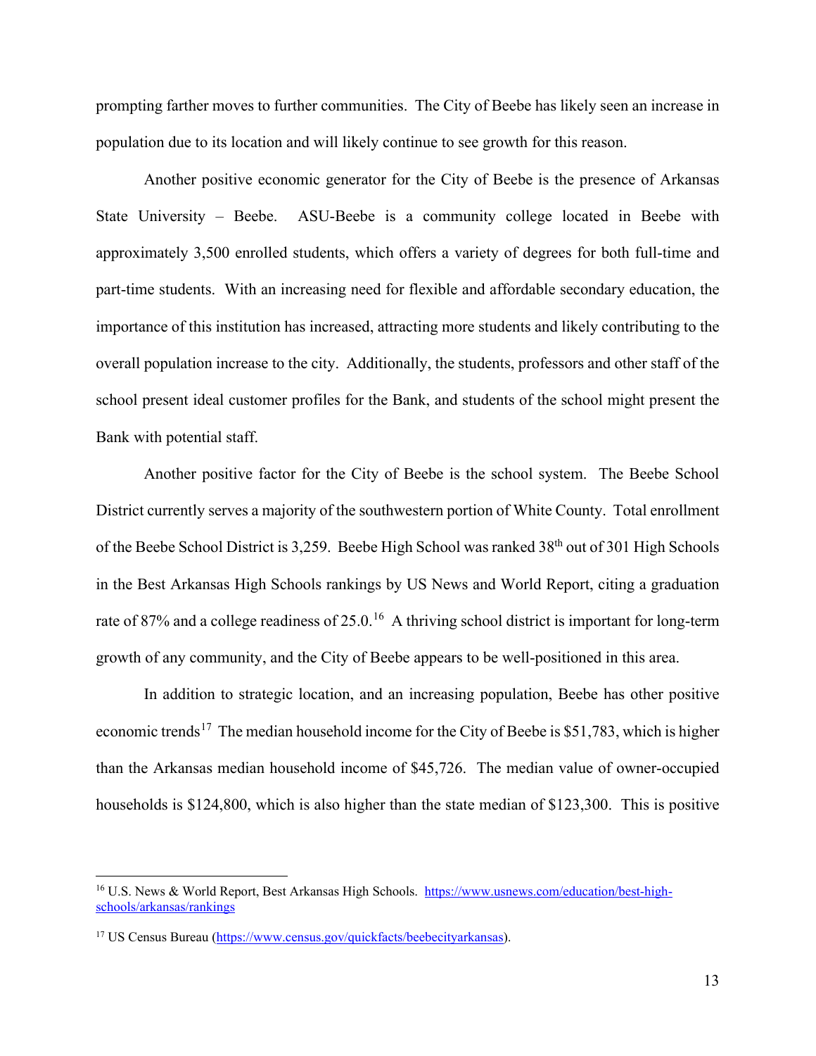prompting farther moves to further communities. The City of Beebe has likely seen an increase in population due to its location and will likely continue to see growth for this reason.

Another positive economic generator for the City of Beebe is the presence of Arkansas State University – Beebe. ASU-Beebe is a community college located in Beebe with approximately 3,500 enrolled students, which offers a variety of degrees for both full-time and part-time students. With an increasing need for flexible and affordable secondary education, the importance of this institution has increased, attracting more students and likely contributing to the overall population increase to the city. Additionally, the students, professors and other staff of the school present ideal customer profiles for the Bank, and students of the school might present the Bank with potential staff.

Another positive factor for the City of Beebe is the school system. The Beebe School District currently serves a majority of the southwestern portion of White County. Total enrollment of the Beebe School District is 3,259. Beebe High School was ranked 38th out of 301 High Schools in the Best Arkansas High Schools rankings by US News and World Report, citing a graduation rate of 87% and a college readiness of 25.0.[16] A thriving school district is important for long-term growth of any community, and the City of Beebe appears to be well-positioned in this area.

In addition to strategic location, and an increasing population, Beebe has other positive economic trends[17] The median household income for the City of Beebe is $51,783, which is higher than the Arkansas median household income of $45,726. The median value of owner-occupied households is $124,800, which is also higher than the state median of $123,300. This is positive

---

[16] U.S. News & World Report, Best Arkansas High Schools. https://www.usnews.com/education/best-high-schools/arkansas/rankings

[17] US Census Bureau (https://www.census.gov/quickfacts/beebecityarkansas).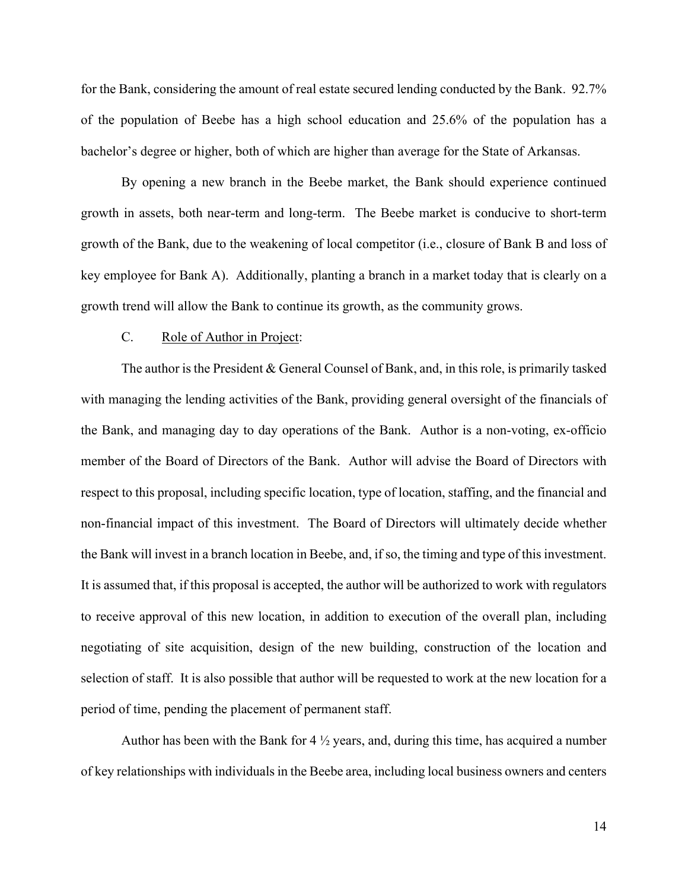for the Bank, considering the amount of real estate secured lending conducted by the Bank. 92.7% of the population of Beebe has a high school education and 25.6% of the population has a bachelor's degree or higher, both of which are higher than average for the State of Arkansas.

By opening a new branch in the Beebe market, the Bank should experience continued growth in assets, both near-term and long-term. The Beebe market is conducive to short-term growth of the Bank, due to the weakening of local competitor (i.e., closure of Bank B and loss of key employee for Bank A). Additionally, planting a branch in a market today that is clearly on a growth trend will allow the Bank to continue its growth, as the community grows.

C. Role of Author in Project:

The author is the President & General Counsel of Bank, and, in this role, is primarily tasked with managing the lending activities of the Bank, providing general oversight of the financials of the Bank, and managing day to day operations of the Bank. Author is a non-voting, ex-officio member of the Board of Directors of the Bank. Author will advise the Board of Directors with respect to this proposal, including specific location, type of location, staffing, and the financial and non-financial impact of this investment. The Board of Directors will ultimately decide whether the Bank will invest in a branch location in Beebe, and, if so, the timing and type of this investment. It is assumed that, if this proposal is accepted, the author will be authorized to work with regulators to receive approval of this new location, in addition to execution of the overall plan, including negotiating of site acquisition, design of the new building, construction of the location and selection of staff. It is also possible that author will be requested to work at the new location for a period of time, pending the placement of permanent staff.

Author has been with the Bank for 4 ½ years, and, during this time, has acquired a number of key relationships with individuals in the Beebe area, including local business owners and centers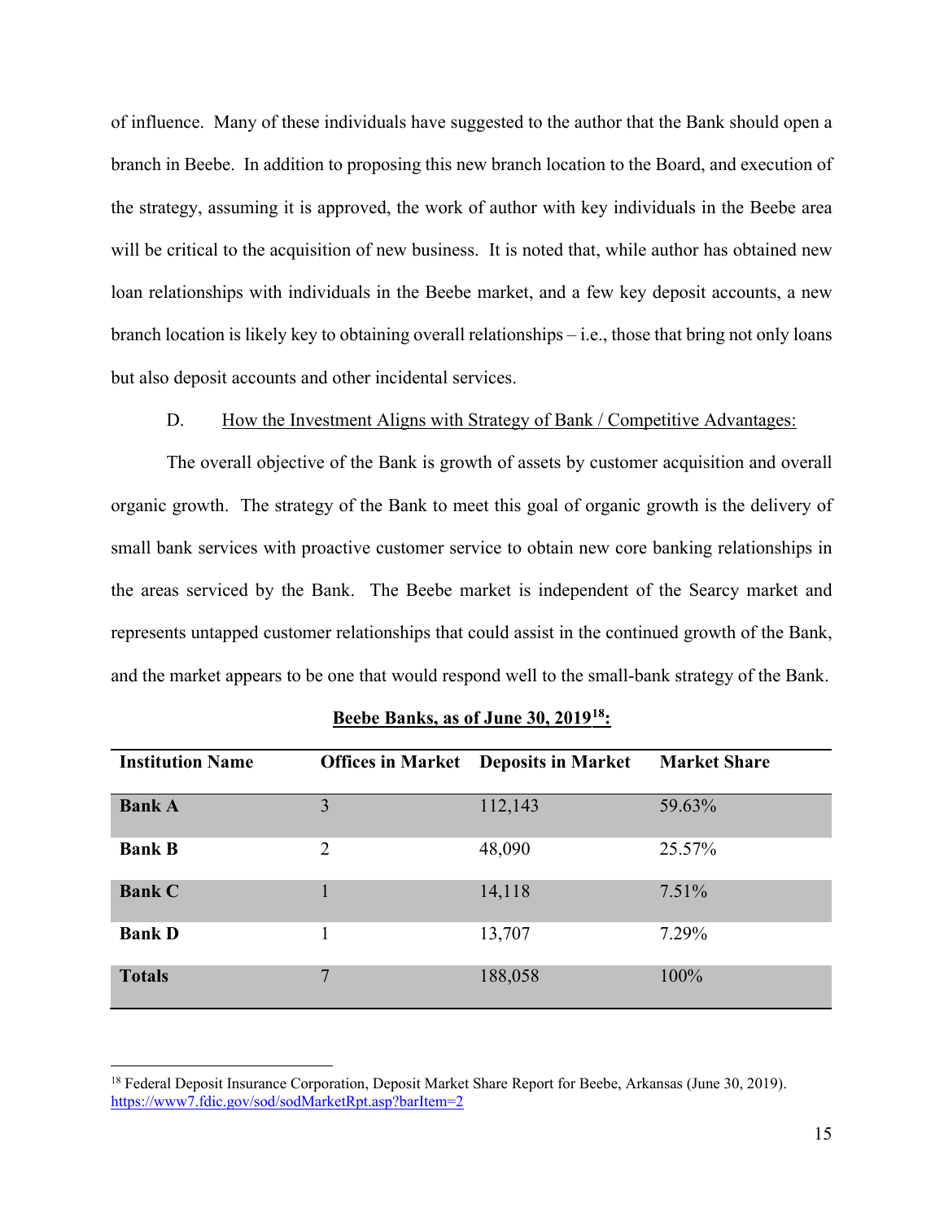of influence. Many of these individuals have suggested to the author that the Bank should open a branch in Beebe. In addition to proposing this new branch location to the Board, and execution of the strategy, assuming it is approved, the work of author with key individuals in the Beebe area will be critical to the acquisition of new business. It is noted that, while author has obtained new loan relationships with individuals in the Beebe market, and a few key deposit accounts, a new branch location is likely key to obtaining overall relationships – i.e., those that bring not only loans but also deposit accounts and other incidental services.

D. How the Investment Aligns with Strategy of Bank / Competitive Advantages:

The overall objective of the Bank is growth of assets by customer acquisition and overall organic growth. The strategy of the Bank to meet this goal of organic growth is the delivery of small bank services with proactive customer service to obtain new core banking relationships in the areas serviced by the Bank. The Beebe market is independent of the Searcy market and represents untapped customer relationships that could assist in the continued growth of the Bank, and the market appears to be one that would respond well to the small-bank strategy of the Bank.

**Beebe Banks, as of June 30, 2019[18]:**

| Institution Name | Offices in Market | Deposits in Market | Market Share |
|---|---|---|---|
| **Bank A** | 3 | 112,143 | 59.63% |
| **Bank B** | 2 | 48,090 | 25.57% |
| **Bank C** | 1 | 14,118 | 7.51% |
| **Bank D** | 1 | 13,707 | 7.29% |
| **Totals** | 7 | 188,058 | 100% |

[18] Federal Deposit Insurance Corporation, Deposit Market Share Report for Beebe, Arkansas (June 30, 2019). https://www7.fdic.gov/sod/sodMarketRpt.asp?barItem=2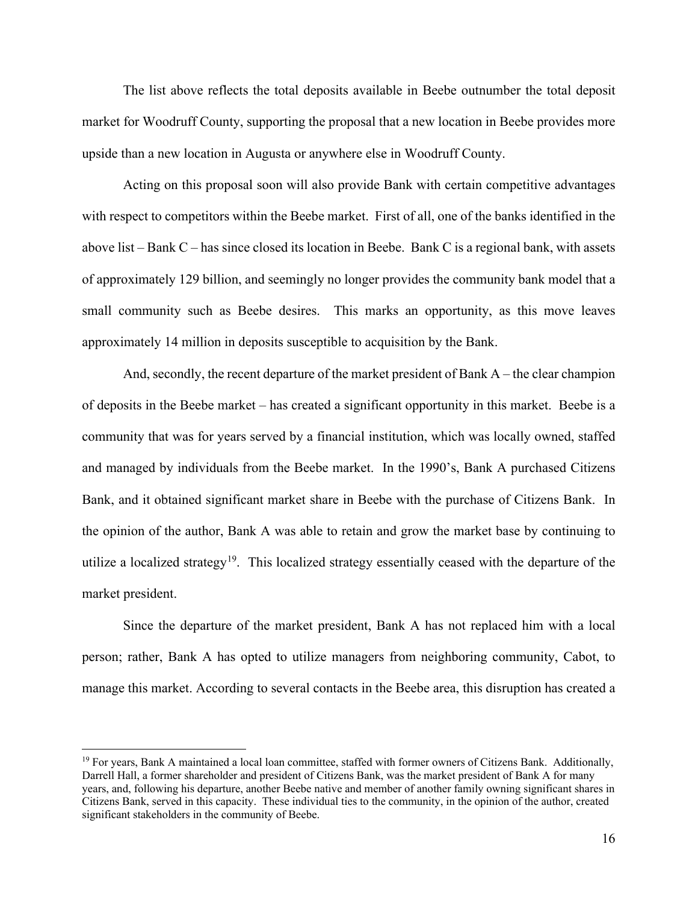The list above reflects the total deposits available in Beebe outnumber the total deposit market for Woodruff County, supporting the proposal that a new location in Beebe provides more upside than a new location in Augusta or anywhere else in Woodruff County.

Acting on this proposal soon will also provide Bank with certain competitive advantages with respect to competitors within the Beebe market. First of all, one of the banks identified in the above list – Bank C – has since closed its location in Beebe. Bank C is a regional bank, with assets of approximately 129 billion, and seemingly no longer provides the community bank model that a small community such as Beebe desires. This marks an opportunity, as this move leaves approximately 14 million in deposits susceptible to acquisition by the Bank.

And, secondly, the recent departure of the market president of Bank A – the clear champion of deposits in the Beebe market – has created a significant opportunity in this market. Beebe is a community that was for years served by a financial institution, which was locally owned, staffed and managed by individuals from the Beebe market. In the 1990's, Bank A purchased Citizens Bank, and it obtained significant market share in Beebe with the purchase of Citizens Bank. In the opinion of the author, Bank A was able to retain and grow the market base by continuing to utilize a localized strategy[19]. This localized strategy essentially ceased with the departure of the market president.

Since the departure of the market president, Bank A has not replaced him with a local person; rather, Bank A has opted to utilize managers from neighboring community, Cabot, to manage this market. According to several contacts in the Beebe area, this disruption has created a

---

[19] For years, Bank A maintained a local loan committee, staffed with former owners of Citizens Bank. Additionally, Darrell Hall, a former shareholder and president of Citizens Bank, was the market president of Bank A for many years, and, following his departure, another Beebe native and member of another family owning significant shares in Citizens Bank, served in this capacity. These individual ties to the community, in the opinion of the author, created significant stakeholders in the community of Beebe.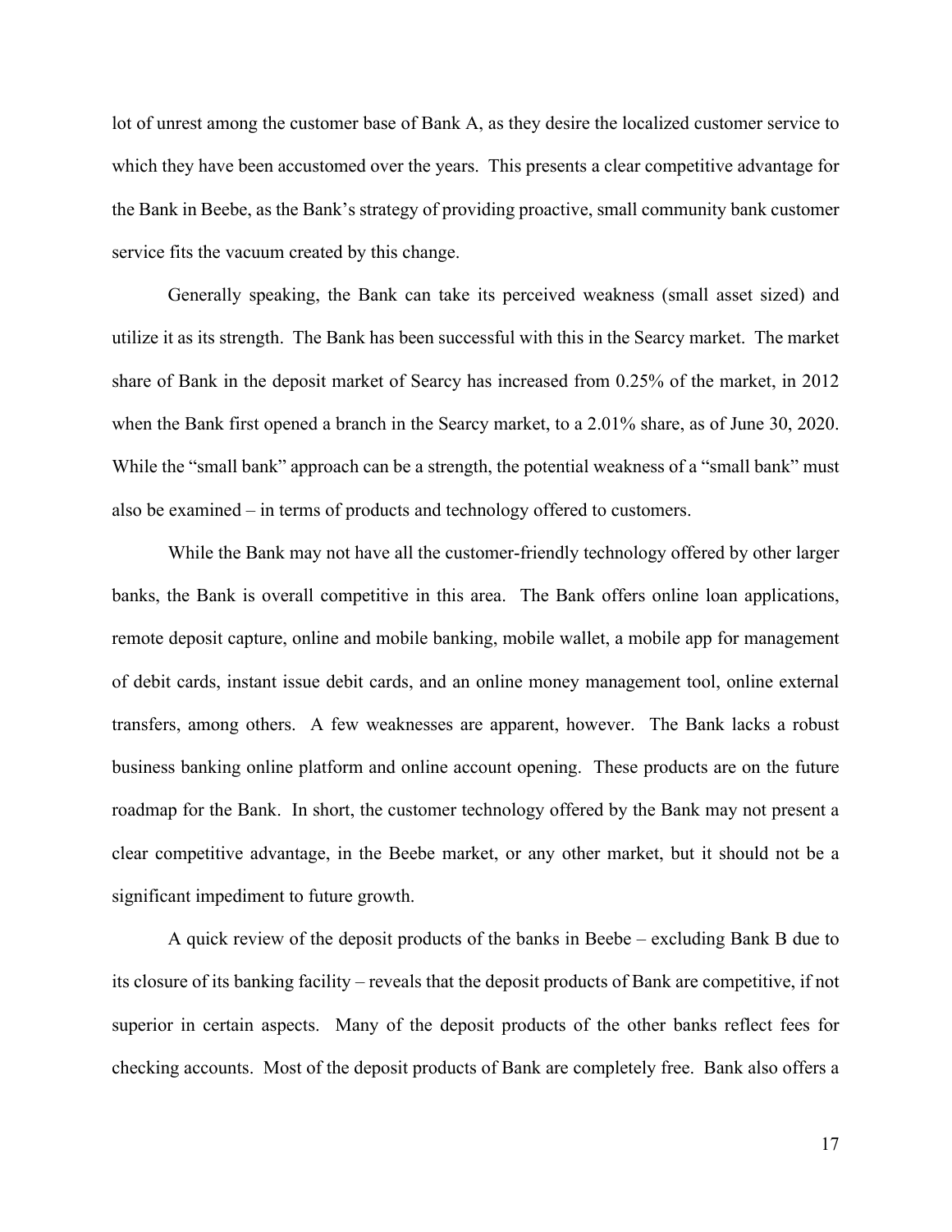lot of unrest among the customer base of Bank A, as they desire the localized customer service to which they have been accustomed over the years. This presents a clear competitive advantage for the Bank in Beebe, as the Bank's strategy of providing proactive, small community bank customer service fits the vacuum created by this change.

Generally speaking, the Bank can take its perceived weakness (small asset sized) and utilize it as its strength. The Bank has been successful with this in the Searcy market. The market share of Bank in the deposit market of Searcy has increased from 0.25% of the market, in 2012 when the Bank first opened a branch in the Searcy market, to a 2.01% share, as of June 30, 2020. While the "small bank" approach can be a strength, the potential weakness of a "small bank" must also be examined – in terms of products and technology offered to customers.

While the Bank may not have all the customer-friendly technology offered by other larger banks, the Bank is overall competitive in this area. The Bank offers online loan applications, remote deposit capture, online and mobile banking, mobile wallet, a mobile app for management of debit cards, instant issue debit cards, and an online money management tool, online external transfers, among others. A few weaknesses are apparent, however. The Bank lacks a robust business banking online platform and online account opening. These products are on the future roadmap for the Bank. In short, the customer technology offered by the Bank may not present a clear competitive advantage, in the Beebe market, or any other market, but it should not be a significant impediment to future growth.

A quick review of the deposit products of the banks in Beebe – excluding Bank B due to its closure of its banking facility – reveals that the deposit products of Bank are competitive, if not superior in certain aspects. Many of the deposit products of the other banks reflect fees for checking accounts. Most of the deposit products of Bank are completely free. Bank also offers a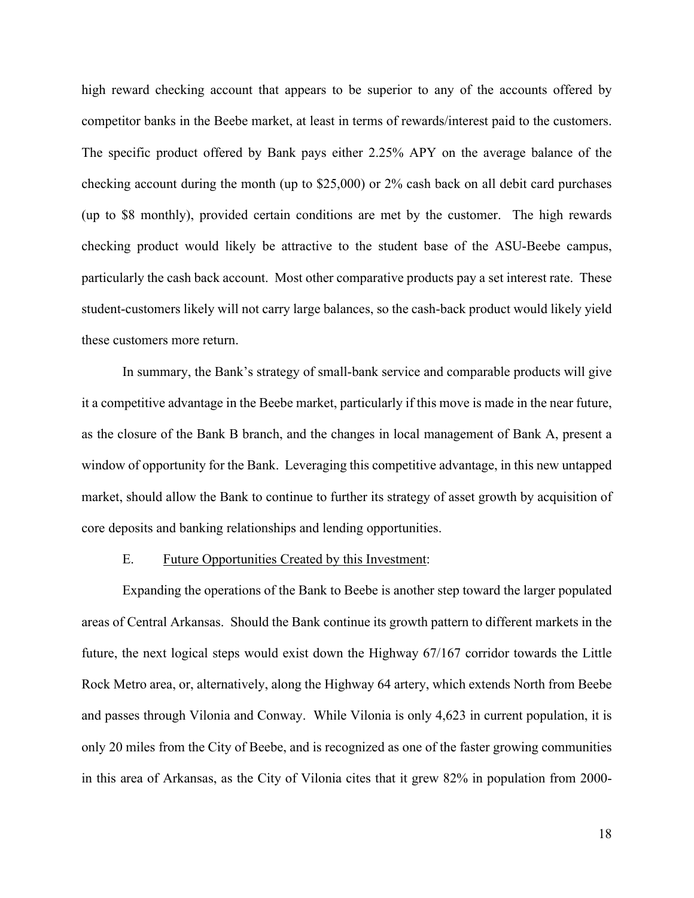high reward checking account that appears to be superior to any of the accounts offered by competitor banks in the Beebe market, at least in terms of rewards/interest paid to the customers. The specific product offered by Bank pays either 2.25% APY on the average balance of the checking account during the month (up to $25,000) or 2% cash back on all debit card purchases (up to $8 monthly), provided certain conditions are met by the customer. The high rewards checking product would likely be attractive to the student base of the ASU-Beebe campus, particularly the cash back account. Most other comparative products pay a set interest rate. These student-customers likely will not carry large balances, so the cash-back product would likely yield these customers more return.

In summary, the Bank's strategy of small-bank service and comparable products will give it a competitive advantage in the Beebe market, particularly if this move is made in the near future, as the closure of the Bank B branch, and the changes in local management of Bank A, present a window of opportunity for the Bank. Leveraging this competitive advantage, in this new untapped market, should allow the Bank to continue to further its strategy of asset growth by acquisition of core deposits and banking relationships and lending opportunities.

E. <u>Future Opportunities Created by this Investment</u>:

Expanding the operations of the Bank to Beebe is another step toward the larger populated areas of Central Arkansas. Should the Bank continue its growth pattern to different markets in the future, the next logical steps would exist down the Highway 67/167 corridor towards the Little Rock Metro area, or, alternatively, along the Highway 64 artery, which extends North from Beebe and passes through Vilonia and Conway. While Vilonia is only 4,623 in current population, it is only 20 miles from the City of Beebe, and is recognized as one of the faster growing communities in this area of Arkansas, as the City of Vilonia cites that it grew 82% in population from 2000-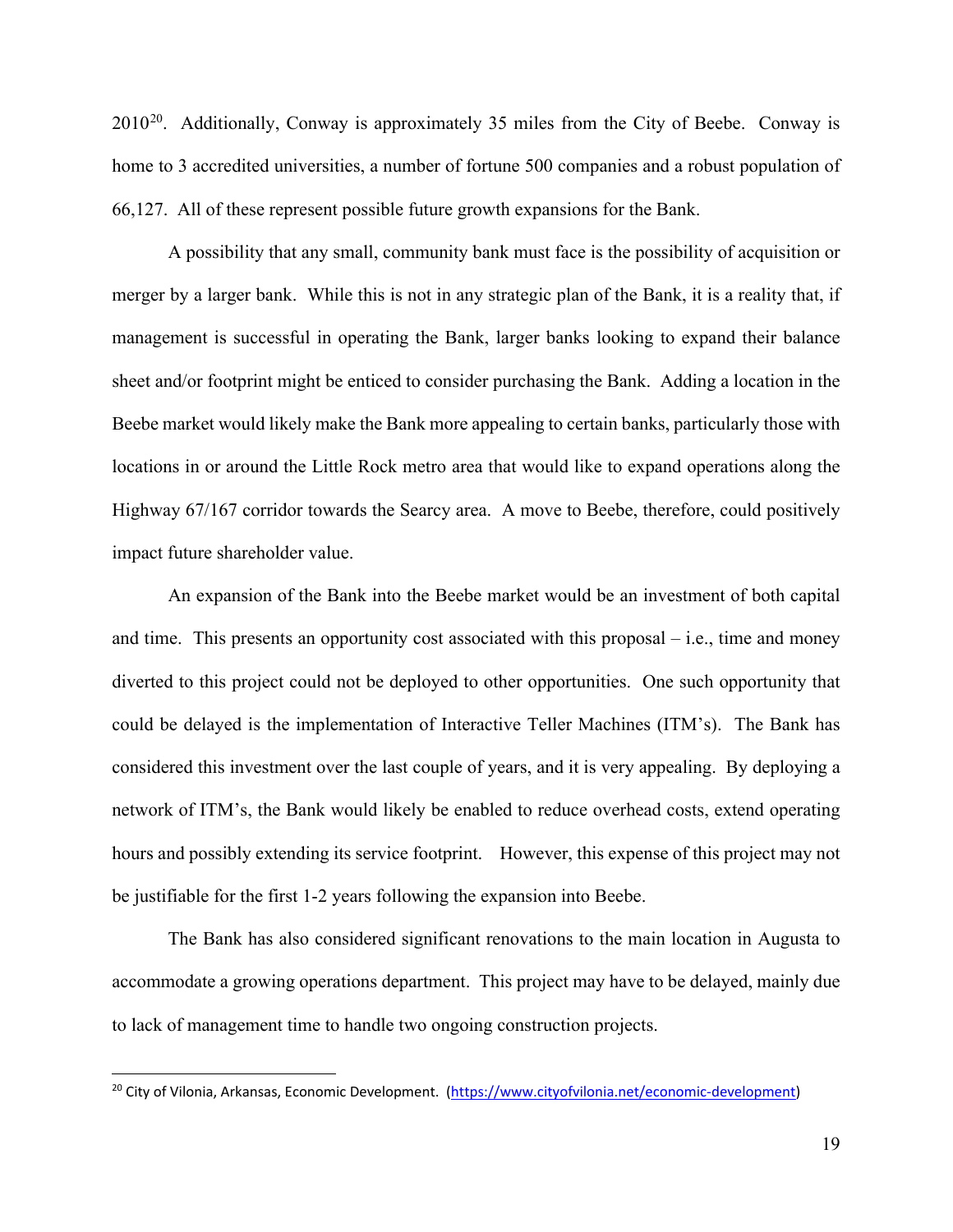2010[20]. Additionally, Conway is approximately 35 miles from the City of Beebe. Conway is home to 3 accredited universities, a number of fortune 500 companies and a robust population of 66,127. All of these represent possible future growth expansions for the Bank.

A possibility that any small, community bank must face is the possibility of acquisition or merger by a larger bank. While this is not in any strategic plan of the Bank, it is a reality that, if management is successful in operating the Bank, larger banks looking to expand their balance sheet and/or footprint might be enticed to consider purchasing the Bank. Adding a location in the Beebe market would likely make the Bank more appealing to certain banks, particularly those with locations in or around the Little Rock metro area that would like to expand operations along the Highway 67/167 corridor towards the Searcy area. A move to Beebe, therefore, could positively impact future shareholder value.

An expansion of the Bank into the Beebe market would be an investment of both capital and time. This presents an opportunity cost associated with this proposal – i.e., time and money diverted to this project could not be deployed to other opportunities. One such opportunity that could be delayed is the implementation of Interactive Teller Machines (ITM's). The Bank has considered this investment over the last couple of years, and it is very appealing. By deploying a network of ITM's, the Bank would likely be enabled to reduce overhead costs, extend operating hours and possibly extending its service footprint. However, this expense of this project may not be justifiable for the first 1-2 years following the expansion into Beebe.

The Bank has also considered significant renovations to the main location in Augusta to accommodate a growing operations department. This project may have to be delayed, mainly due to lack of management time to handle two ongoing construction projects.

---

[20] City of Vilonia, Arkansas, Economic Development. (https://www.cityofvilonia.net/economic-development)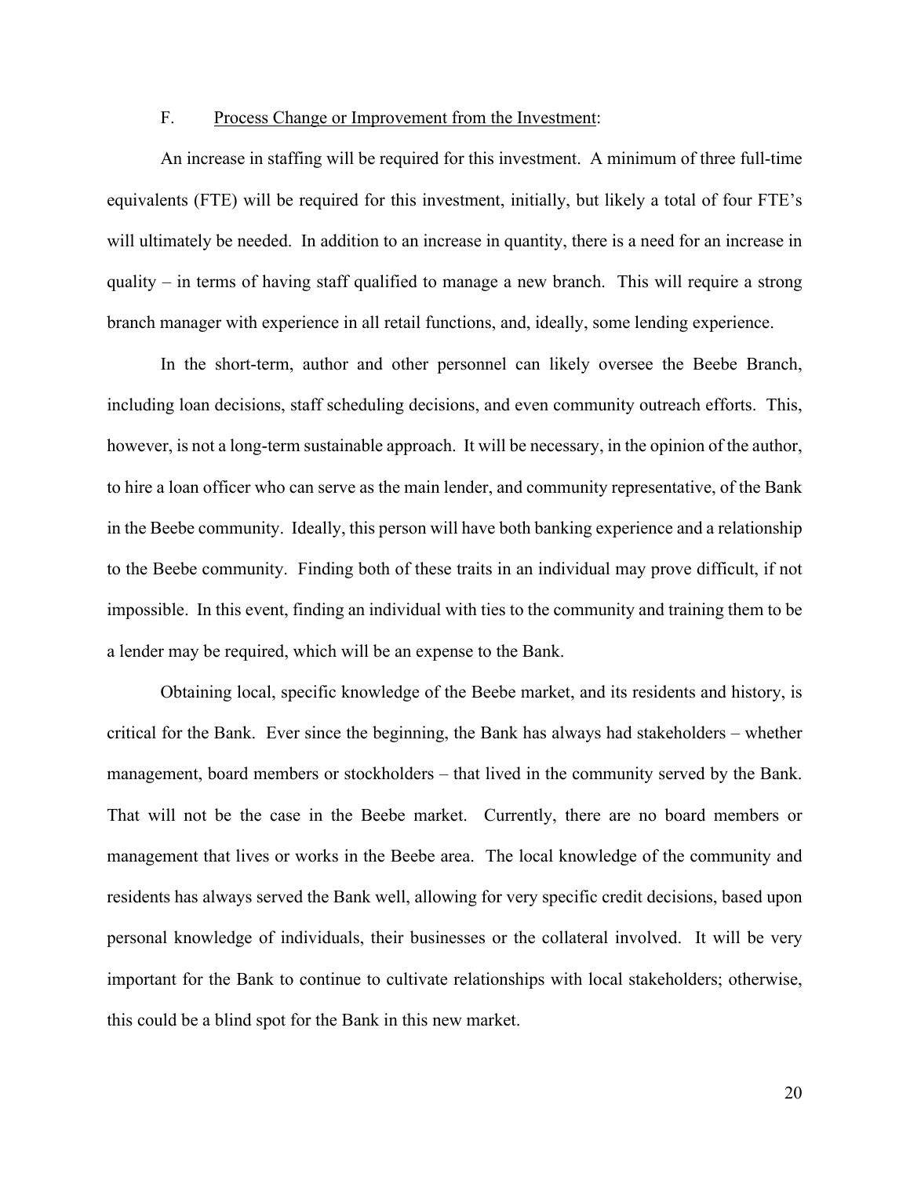F. <u>Process Change or Improvement from the Investment</u>:

An increase in staffing will be required for this investment. A minimum of three full-time equivalents (FTE) will be required for this investment, initially, but likely a total of four FTE's will ultimately be needed. In addition to an increase in quantity, there is a need for an increase in quality – in terms of having staff qualified to manage a new branch. This will require a strong branch manager with experience in all retail functions, and, ideally, some lending experience.

In the short-term, author and other personnel can likely oversee the Beebe Branch, including loan decisions, staff scheduling decisions, and even community outreach efforts. This, however, is not a long-term sustainable approach. It will be necessary, in the opinion of the author, to hire a loan officer who can serve as the main lender, and community representative, of the Bank in the Beebe community. Ideally, this person will have both banking experience and a relationship to the Beebe community. Finding both of these traits in an individual may prove difficult, if not impossible. In this event, finding an individual with ties to the community and training them to be a lender may be required, which will be an expense to the Bank.

Obtaining local, specific knowledge of the Beebe market, and its residents and history, is critical for the Bank. Ever since the beginning, the Bank has always had stakeholders – whether management, board members or stockholders – that lived in the community served by the Bank. That will not be the case in the Beebe market. Currently, there are no board members or management that lives or works in the Beebe area. The local knowledge of the community and residents has always served the Bank well, allowing for very specific credit decisions, based upon personal knowledge of individuals, their businesses or the collateral involved. It will be very important for the Bank to continue to cultivate relationships with local stakeholders; otherwise, this could be a blind spot for the Bank in this new market.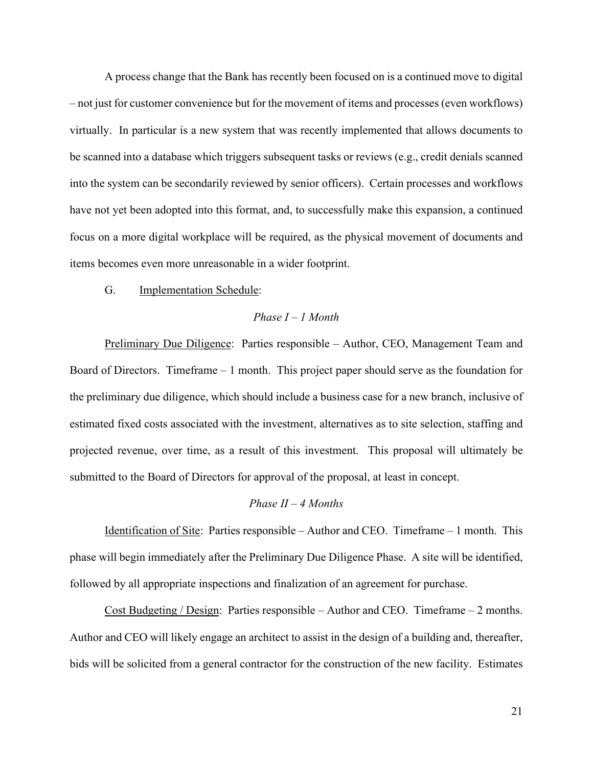A process change that the Bank has recently been focused on is a continued move to digital – not just for customer convenience but for the movement of items and processes (even workflows) virtually. In particular is a new system that was recently implemented that allows documents to be scanned into a database which triggers subsequent tasks or reviews (e.g., credit denials scanned into the system can be secondarily reviewed by senior officers). Certain processes and workflows have not yet been adopted into this format, and, to successfully make this expansion, a continued focus on a more digital workplace will be required, as the physical movement of documents and items becomes even more unreasonable in a wider footprint.

G. <u>Implementation Schedule</u>:

*Phase I – 1 Month*

<u>Preliminary Due Diligence</u>: Parties responsible – Author, CEO, Management Team and Board of Directors. Timeframe – 1 month. This project paper should serve as the foundation for the preliminary due diligence, which should include a business case for a new branch, inclusive of estimated fixed costs associated with the investment, alternatives as to site selection, staffing and projected revenue, over time, as a result of this investment. This proposal will ultimately be submitted to the Board of Directors for approval of the proposal, at least in concept.

*Phase II – 4 Months*

<u>Identification of Site</u>: Parties responsible – Author and CEO. Timeframe – 1 month. This phase will begin immediately after the Preliminary Due Diligence Phase. A site will be identified, followed by all appropriate inspections and finalization of an agreement for purchase.

<u>Cost Budgeting / Design</u>: Parties responsible – Author and CEO. Timeframe – 2 months. Author and CEO will likely engage an architect to assist in the design of a building and, thereafter, bids will be solicited from a general contractor for the construction of the new facility. Estimates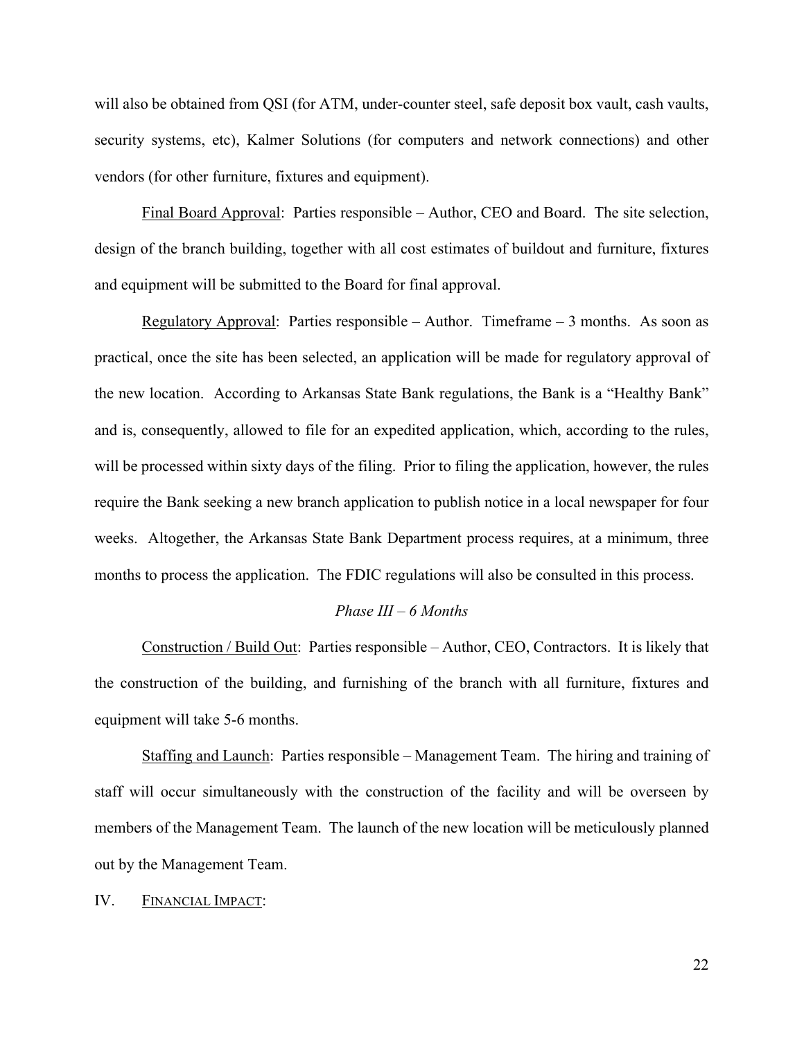will also be obtained from QSI (for ATM, under-counter steel, safe deposit box vault, cash vaults, security systems, etc), Kalmer Solutions (for computers and network connections) and other vendors (for other furniture, fixtures and equipment).

Final Board Approval: Parties responsible – Author, CEO and Board. The site selection, design of the branch building, together with all cost estimates of buildout and furniture, fixtures and equipment will be submitted to the Board for final approval.

Regulatory Approval: Parties responsible – Author. Timeframe – 3 months. As soon as practical, once the site has been selected, an application will be made for regulatory approval of the new location. According to Arkansas State Bank regulations, the Bank is a "Healthy Bank" and is, consequently, allowed to file for an expedited application, which, according to the rules, will be processed within sixty days of the filing. Prior to filing the application, however, the rules require the Bank seeking a new branch application to publish notice in a local newspaper for four weeks. Altogether, the Arkansas State Bank Department process requires, at a minimum, three months to process the application. The FDIC regulations will also be consulted in this process.

*Phase III – 6 Months*

Construction / Build Out: Parties responsible – Author, CEO, Contractors. It is likely that the construction of the building, and furnishing of the branch with all furniture, fixtures and equipment will take 5-6 months.

Staffing and Launch: Parties responsible – Management Team. The hiring and training of staff will occur simultaneously with the construction of the facility and will be overseen by members of the Management Team. The launch of the new location will be meticulously planned out by the Management Team.

## IV. FINANCIAL IMPACT: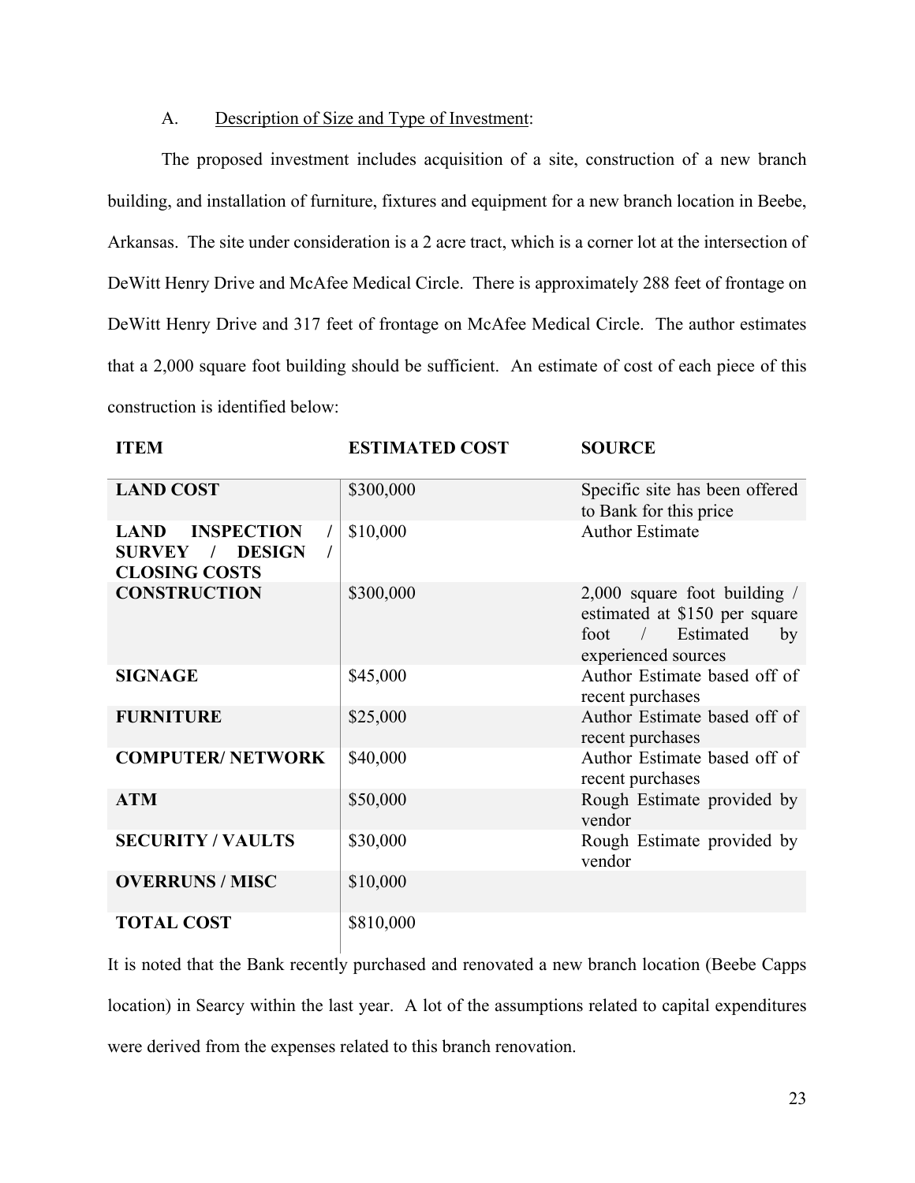A. <u>Description of Size and Type of Investment</u>:

The proposed investment includes acquisition of a site, construction of a new branch building, and installation of furniture, fixtures and equipment for a new branch location in Beebe, Arkansas. The site under consideration is a 2 acre tract, which is a corner lot at the intersection of DeWitt Henry Drive and McAfee Medical Circle. There is approximately 288 feet of frontage on DeWitt Henry Drive and 317 feet of frontage on McAfee Medical Circle. The author estimates that a 2,000 square foot building should be sufficient. An estimate of cost of each piece of this construction is identified below:

| ITEM | ESTIMATED COST | SOURCE |
|---|---|---|
| **LAND COST** | $300,000 | Specific site has been offered to Bank for this price |
| **LAND INSPECTION / SURVEY / DESIGN / CLOSING COSTS** | $10,000 | Author Estimate |
| **CONSTRUCTION** | $300,000 | 2,000 square foot building / estimated at $150 per square foot / Estimated by experienced sources |
| **SIGNAGE** | $45,000 | Author Estimate based off of recent purchases |
| **FURNITURE** | $25,000 | Author Estimate based off of recent purchases |
| **COMPUTER/ NETWORK** | $40,000 | Author Estimate based off of recent purchases |
| **ATM** | $50,000 | Rough Estimate provided by vendor |
| **SECURITY / VAULTS** | $30,000 | Rough Estimate provided by vendor |
| **OVERRUNS / MISC** | $10,000 | |
| **TOTAL COST** | $810,000 | |

It is noted that the Bank recently purchased and renovated a new branch location (Beebe Capps location) in Searcy within the last year. A lot of the assumptions related to capital expenditures were derived from the expenses related to this branch renovation.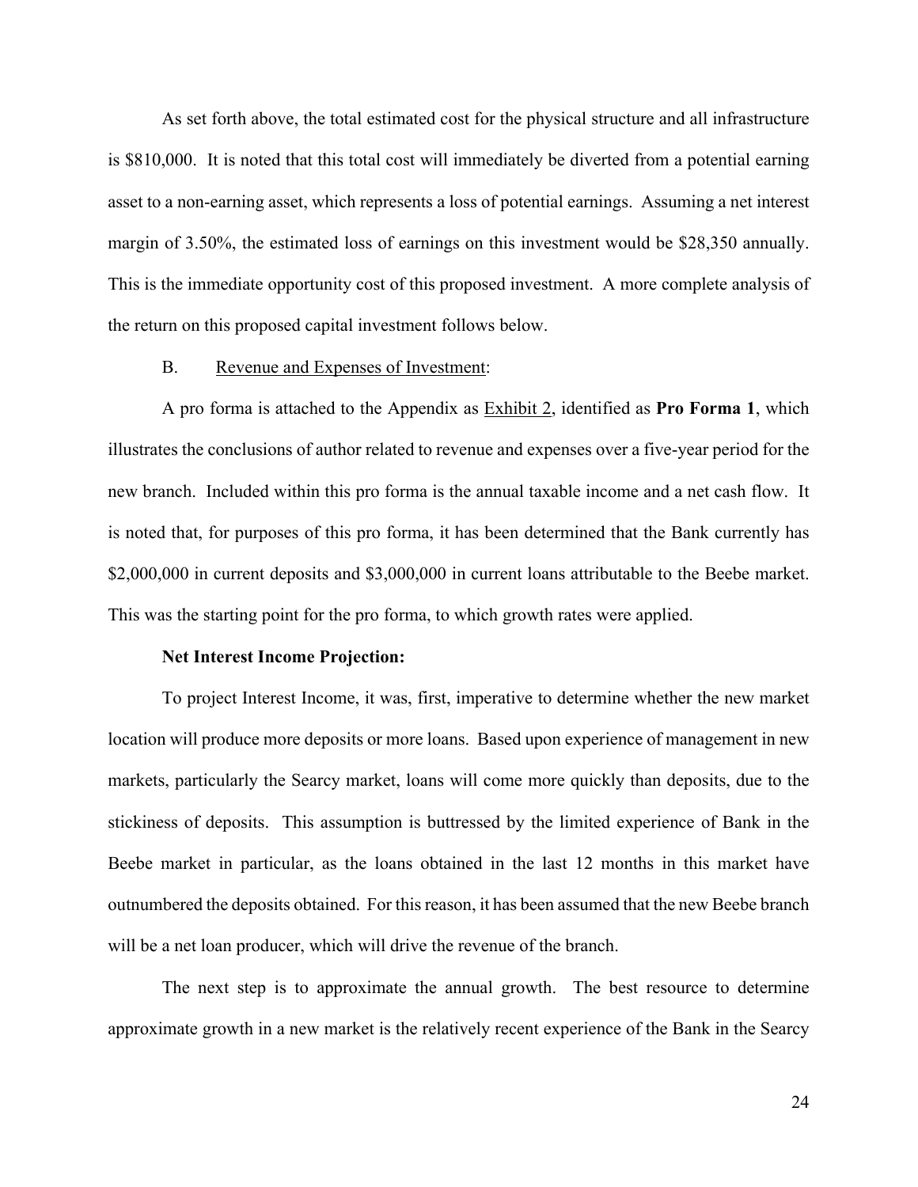As set forth above, the total estimated cost for the physical structure and all infrastructure is \$810,000. It is noted that this total cost will immediately be diverted from a potential earning asset to a non-earning asset, which represents a loss of potential earnings. Assuming a net interest margin of 3.50%, the estimated loss of earnings on this investment would be \$28,350 annually. This is the immediate opportunity cost of this proposed investment. A more complete analysis of the return on this proposed capital investment follows below.

B. <u>Revenue and Expenses of Investment</u>:

A pro forma is attached to the Appendix as <u>Exhibit 2</u>, identified as **Pro Forma 1**, which illustrates the conclusions of author related to revenue and expenses over a five-year period for the new branch. Included within this pro forma is the annual taxable income and a net cash flow. It is noted that, for purposes of this pro forma, it has been determined that the Bank currently has \$2,000,000 in current deposits and \$3,000,000 in current loans attributable to the Beebe market. This was the starting point for the pro forma, to which growth rates were applied.

**Net Interest Income Projection:**

To project Interest Income, it was, first, imperative to determine whether the new market location will produce more deposits or more loans. Based upon experience of management in new markets, particularly the Searcy market, loans will come more quickly than deposits, due to the stickiness of deposits. This assumption is buttressed by the limited experience of Bank in the Beebe market in particular, as the loans obtained in the last 12 months in this market have outnumbered the deposits obtained. For this reason, it has been assumed that the new Beebe branch will be a net loan producer, which will drive the revenue of the branch.

The next step is to approximate the annual growth. The best resource to determine approximate growth in a new market is the relatively recent experience of the Bank in the Searcy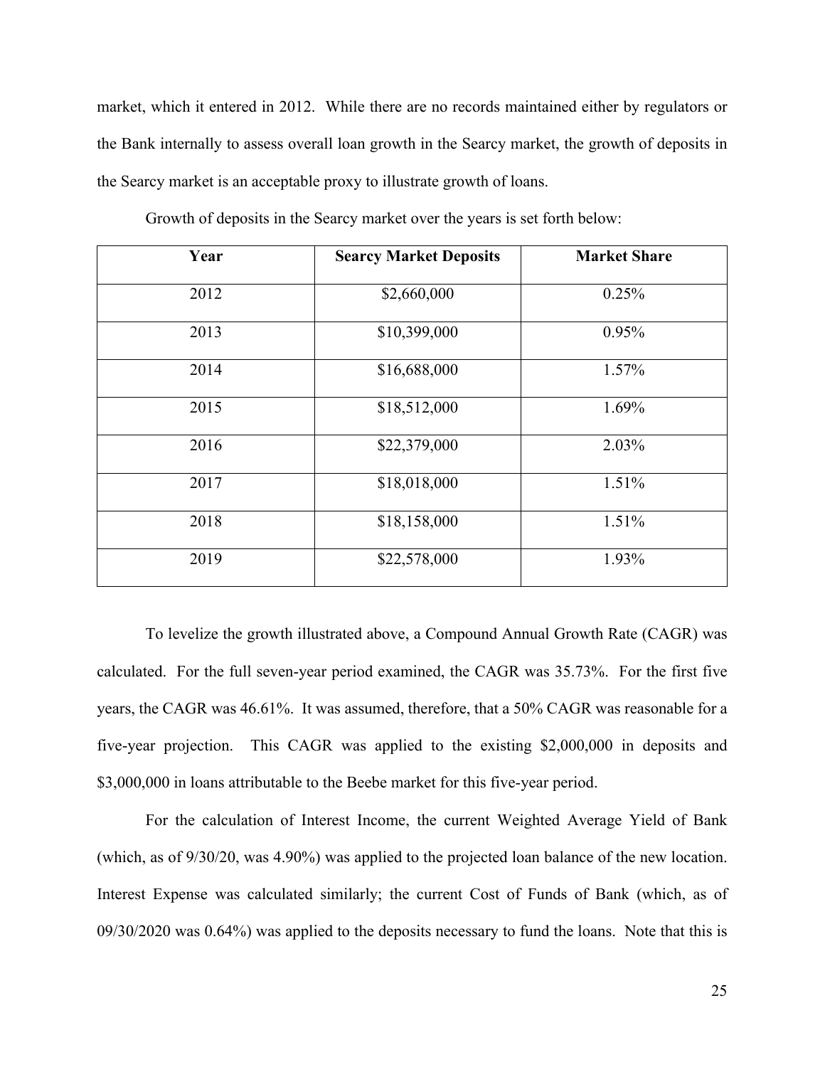market, which it entered in 2012. While there are no records maintained either by regulators or the Bank internally to assess overall loan growth in the Searcy market, the growth of deposits in the Searcy market is an acceptable proxy to illustrate growth of loans.

Growth of deposits in the Searcy market over the years is set forth below:

| Year | Searcy Market Deposits | Market Share |
|---|---|---|
| 2012 | $2,660,000 | 0.25% |
| 2013 | $10,399,000 | 0.95% |
| 2014 | $16,688,000 | 1.57% |
| 2015 | $18,512,000 | 1.69% |
| 2016 | $22,379,000 | 2.03% |
| 2017 | $18,018,000 | 1.51% |
| 2018 | $18,158,000 | 1.51% |
| 2019 | $22,578,000 | 1.93% |

To levelize the growth illustrated above, a Compound Annual Growth Rate (CAGR) was calculated. For the full seven-year period examined, the CAGR was 35.73%. For the first five years, the CAGR was 46.61%. It was assumed, therefore, that a 50% CAGR was reasonable for a five-year projection. This CAGR was applied to the existing $2,000,000 in deposits and $3,000,000 in loans attributable to the Beebe market for this five-year period.

For the calculation of Interest Income, the current Weighted Average Yield of Bank (which, as of 9/30/20, was 4.90%) was applied to the projected loan balance of the new location. Interest Expense was calculated similarly; the current Cost of Funds of Bank (which, as of 09/30/2020 was 0.64%) was applied to the deposits necessary to fund the loans. Note that this is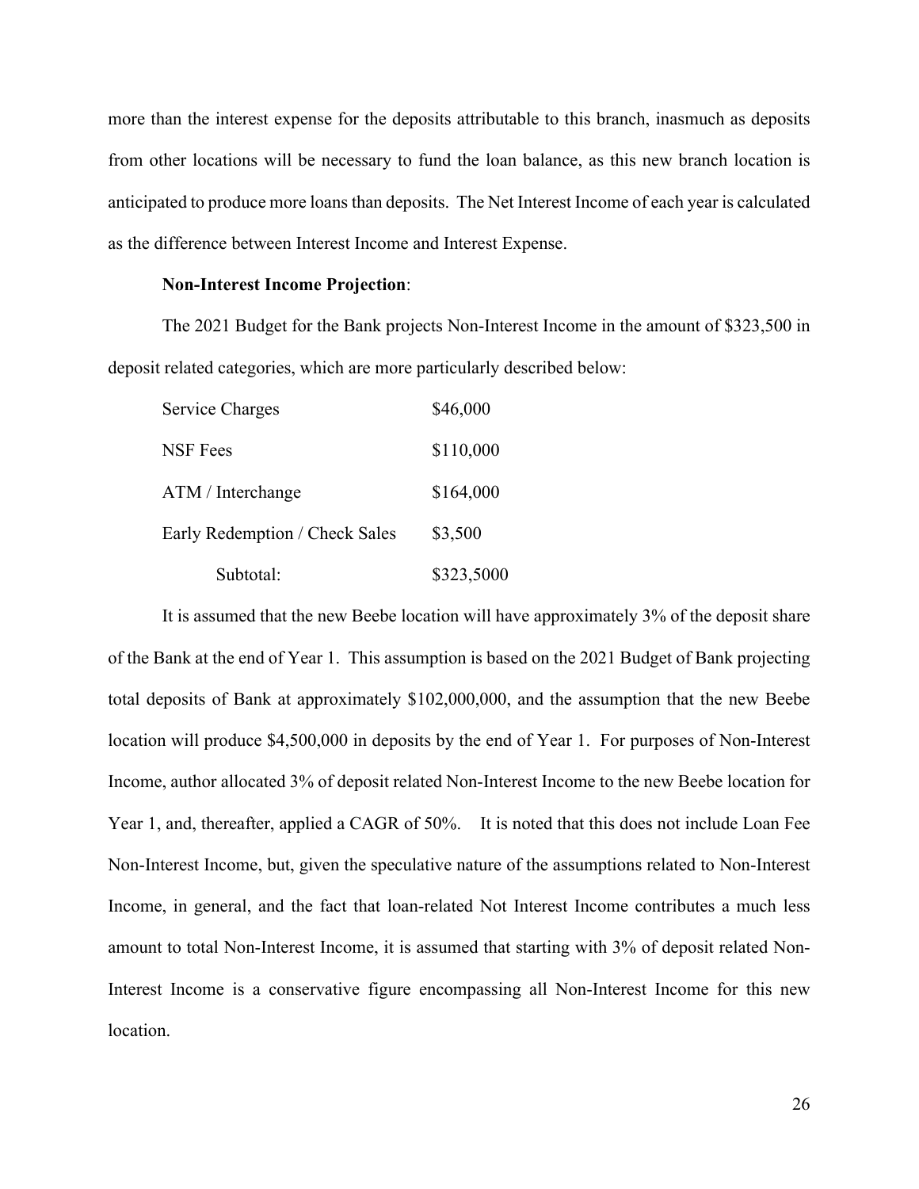more than the interest expense for the deposits attributable to this branch, inasmuch as deposits from other locations will be necessary to fund the loan balance, as this new branch location is anticipated to produce more loans than deposits. The Net Interest Income of each year is calculated as the difference between Interest Income and Interest Expense.

**Non-Interest Income Projection**:

The 2021 Budget for the Bank projects Non-Interest Income in the amount of $323,500 in deposit related categories, which are more particularly described below:

| | |
|---|---|
| Service Charges | $46,000 |
| NSF Fees | $110,000 |
| ATM / Interchange | $164,000 |
| Early Redemption / Check Sales | $3,500 |
| Subtotal: | $323,5000 |

It is assumed that the new Beebe location will have approximately 3% of the deposit share of the Bank at the end of Year 1. This assumption is based on the 2021 Budget of Bank projecting total deposits of Bank at approximately $102,000,000, and the assumption that the new Beebe location will produce $4,500,000 in deposits by the end of Year 1. For purposes of Non-Interest Income, author allocated 3% of deposit related Non-Interest Income to the new Beebe location for Year 1, and, thereafter, applied a CAGR of 50%. It is noted that this does not include Loan Fee Non-Interest Income, but, given the speculative nature of the assumptions related to Non-Interest Income, in general, and the fact that loan-related Not Interest Income contributes a much less amount to total Non-Interest Income, it is assumed that starting with 3% of deposit related Non-Interest Income is a conservative figure encompassing all Non-Interest Income for this new location.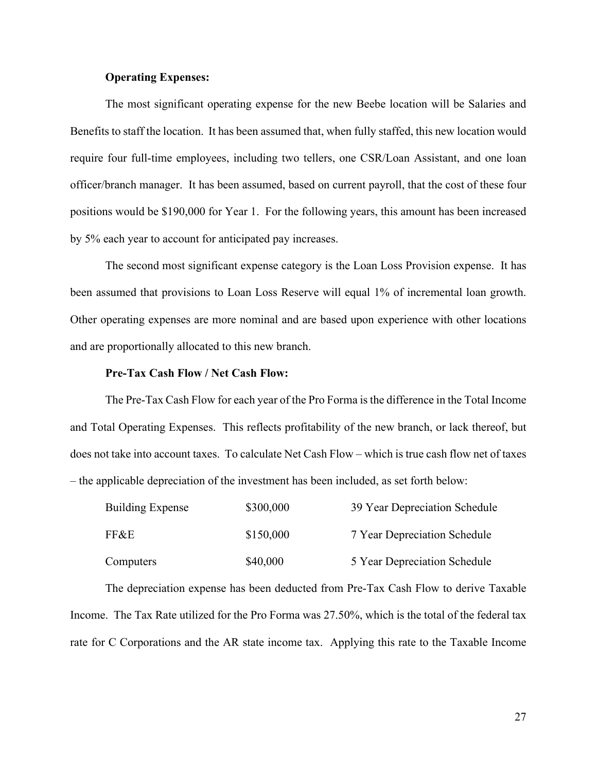**Operating Expenses:**

The most significant operating expense for the new Beebe location will be Salaries and Benefits to staff the location. It has been assumed that, when fully staffed, this new location would require four full-time employees, including two tellers, one CSR/Loan Assistant, and one loan officer/branch manager. It has been assumed, based on current payroll, that the cost of these four positions would be $190,000 for Year 1. For the following years, this amount has been increased by 5% each year to account for anticipated pay increases.

The second most significant expense category is the Loan Loss Provision expense. It has been assumed that provisions to Loan Loss Reserve will equal 1% of incremental loan growth. Other operating expenses are more nominal and are based upon experience with other locations and are proportionally allocated to this new branch.

**Pre-Tax Cash Flow / Net Cash Flow:**

The Pre-Tax Cash Flow for each year of the Pro Forma is the difference in the Total Income and Total Operating Expenses. This reflects profitability of the new branch, or lack thereof, but does not take into account taxes. To calculate Net Cash Flow – which is true cash flow net of taxes – the applicable depreciation of the investment has been included, as set forth below:

| | | |
|---|---|---|
| Building Expense | $300,000 | 39 Year Depreciation Schedule |
| FF&E | $150,000 | 7 Year Depreciation Schedule |
| Computers | $40,000 | 5 Year Depreciation Schedule |

The depreciation expense has been deducted from Pre-Tax Cash Flow to derive Taxable Income. The Tax Rate utilized for the Pro Forma was 27.50%, which is the total of the federal tax rate for C Corporations and the AR state income tax. Applying this rate to the Taxable Income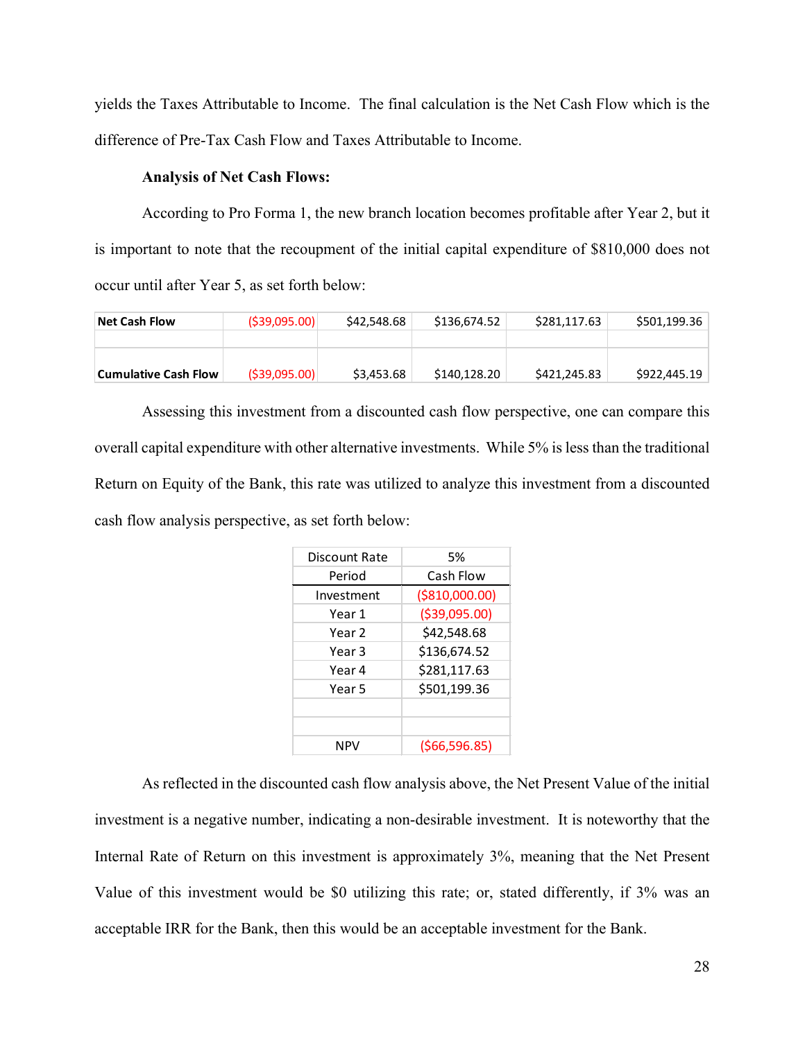yields the Taxes Attributable to Income. The final calculation is the Net Cash Flow which is the difference of Pre-Tax Cash Flow and Taxes Attributable to Income.

**Analysis of Net Cash Flows:**

According to Pro Forma 1, the new branch location becomes profitable after Year 2, but it is important to note that the recoupment of the initial capital expenditure of $810,000 does not occur until after Year 5, as set forth below:

| **Net Cash Flow** | ($39,095.00) | $42,548.68 | $136,674.52 | $281,117.63 | $501,199.36 |
|---|---|---|---|---|---|
| | | | | | |
| **Cumulative Cash Flow** | ($39,095.00) | $3,453.68 | $140,128.20 | $421,245.83 | $922,445.19 |

Assessing this investment from a discounted cash flow perspective, one can compare this overall capital expenditure with other alternative investments. While 5% is less than the traditional Return on Equity of the Bank, this rate was utilized to analyze this investment from a discounted cash flow analysis perspective, as set forth below:

| Discount Rate | 5% |
|---|---|
| Period | Cash Flow |
| Investment | ($810,000.00) |
| Year 1 | ($39,095.00) |
| Year 2 | $42,548.68 |
| Year 3 | $136,674.52 |
| Year 4 | $281,117.63 |
| Year 5 | $501,199.36 |
| | |
| | |
| NPV | ($66,596.85) |

As reflected in the discounted cash flow analysis above, the Net Present Value of the initial investment is a negative number, indicating a non-desirable investment. It is noteworthy that the Internal Rate of Return on this investment is approximately 3%, meaning that the Net Present Value of this investment would be $0 utilizing this rate; or, stated differently, if 3% was an acceptable IRR for the Bank, then this would be an acceptable investment for the Bank.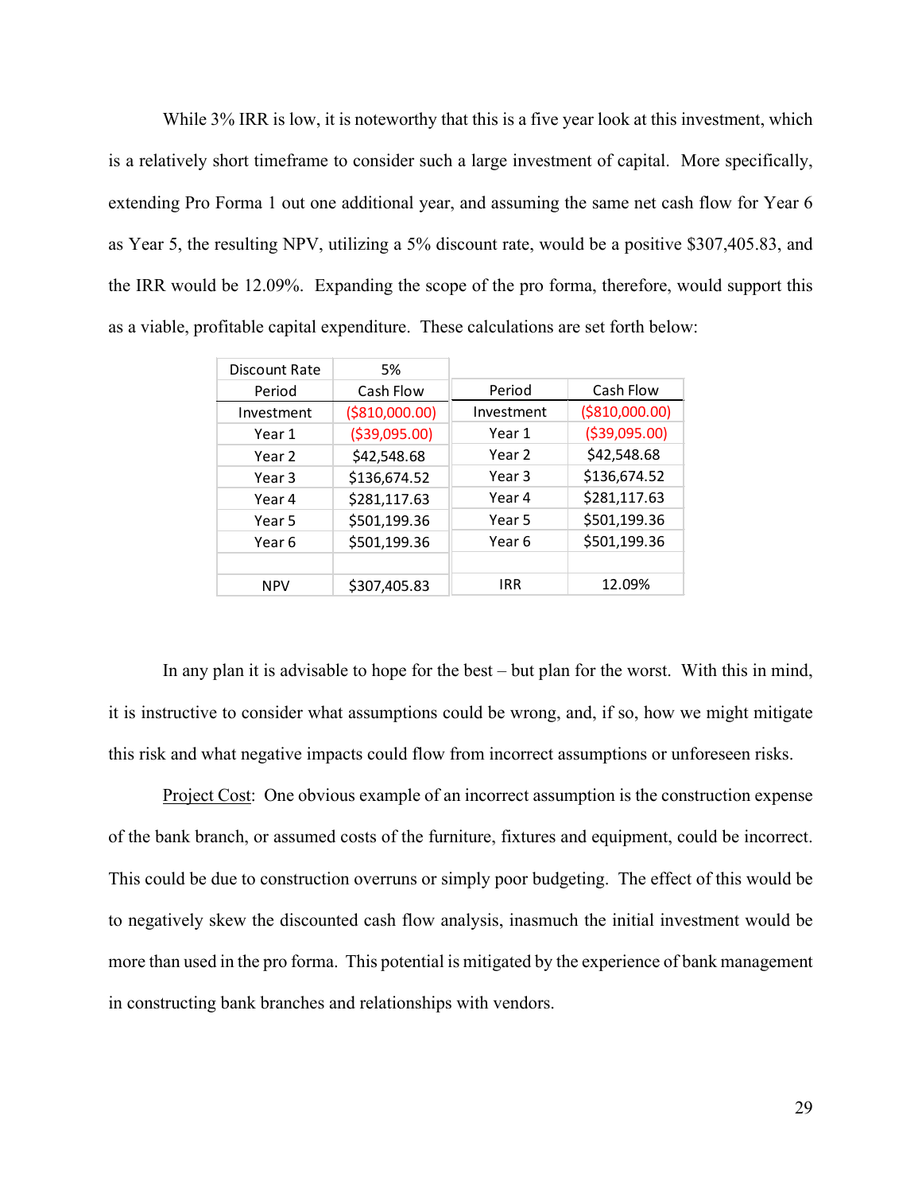While 3% IRR is low, it is noteworthy that this is a five year look at this investment, which is a relatively short timeframe to consider such a large investment of capital. More specifically, extending Pro Forma 1 out one additional year, and assuming the same net cash flow for Year 6 as Year 5, the resulting NPV, utilizing a 5% discount rate, would be a positive $307,405.83, and the IRR would be 12.09%. Expanding the scope of the pro forma, therefore, would support this as a viable, profitable capital expenditure. These calculations are set forth below:

| Discount Rate | 5% |
|---|---|
| **Period** | **Cash Flow** |
| Investment | ($810,000.00) |
| Year 1 | ($39,095.00) |
| Year 2 | $42,548.68 |
| Year 3 | $136,674.52 |
| Year 4 | $281,117.63 |
| Year 5 | $501,199.36 |
| Year 6 | $501,199.36 |
| | |
| NPV | $307,405.83 |

| Period | Cash Flow |
|---|---|
| Investment | ($810,000.00) |
| Year 1 | ($39,095.00) |
| Year 2 | $42,548.68 |
| Year 3 | $136,674.52 |
| Year 4 | $281,117.63 |
| Year 5 | $501,199.36 |
| Year 6 | $501,199.36 |
| | |
| IRR | 12.09% |

In any plan it is advisable to hope for the best – but plan for the worst. With this in mind, it is instructive to consider what assumptions could be wrong, and, if so, how we might mitigate this risk and what negative impacts could flow from incorrect assumptions or unforeseen risks.

Project Cost: One obvious example of an incorrect assumption is the construction expense of the bank branch, or assumed costs of the furniture, fixtures and equipment, could be incorrect. This could be due to construction overruns or simply poor budgeting. The effect of this would be to negatively skew the discounted cash flow analysis, inasmuch the initial investment would be more than used in the pro forma. This potential is mitigated by the experience of bank management in constructing bank branches and relationships with vendors.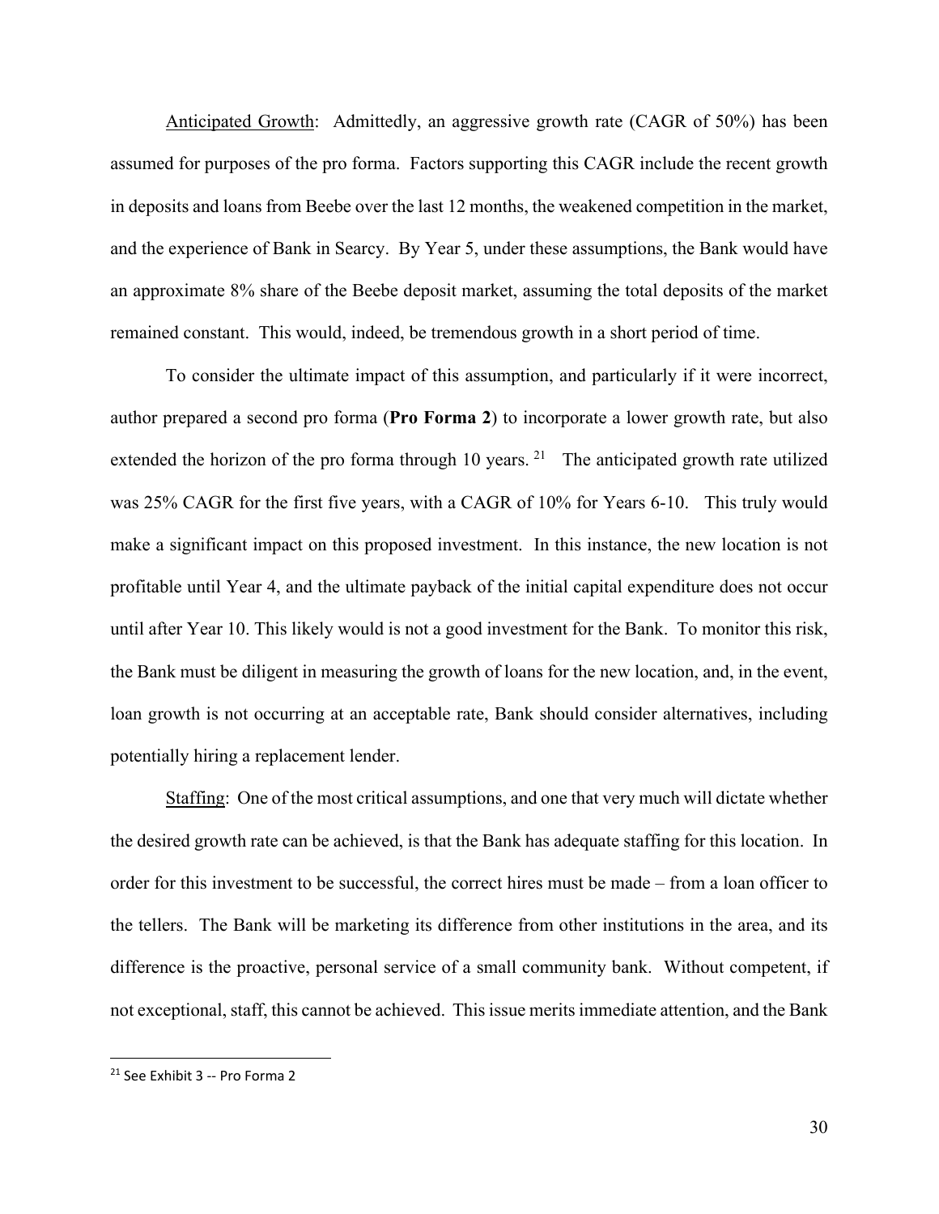Anticipated Growth: Admittedly, an aggressive growth rate (CAGR of 50%) has been assumed for purposes of the pro forma. Factors supporting this CAGR include the recent growth in deposits and loans from Beebe over the last 12 months, the weakened competition in the market, and the experience of Bank in Searcy. By Year 5, under these assumptions, the Bank would have an approximate 8% share of the Beebe deposit market, assuming the total deposits of the market remained constant. This would, indeed, be tremendous growth in a short period of time.

To consider the ultimate impact of this assumption, and particularly if it were incorrect, author prepared a second pro forma (**Pro Forma 2**) to incorporate a lower growth rate, but also extended the horizon of the pro forma through 10 years. [21] The anticipated growth rate utilized was 25% CAGR for the first five years, with a CAGR of 10% for Years 6-10. This truly would make a significant impact on this proposed investment. In this instance, the new location is not profitable until Year 4, and the ultimate payback of the initial capital expenditure does not occur until after Year 10. This likely would is not a good investment for the Bank. To monitor this risk, the Bank must be diligent in measuring the growth of loans for the new location, and, in the event, loan growth is not occurring at an acceptable rate, Bank should consider alternatives, including potentially hiring a replacement lender.

Staffing: One of the most critical assumptions, and one that very much will dictate whether the desired growth rate can be achieved, is that the Bank has adequate staffing for this location. In order for this investment to be successful, the correct hires must be made – from a loan officer to the tellers. The Bank will be marketing its difference from other institutions in the area, and its difference is the proactive, personal service of a small community bank. Without competent, if not exceptional, staff, this cannot be achieved. This issue merits immediate attention, and the Bank

[21] See Exhibit 3 -- Pro Forma 2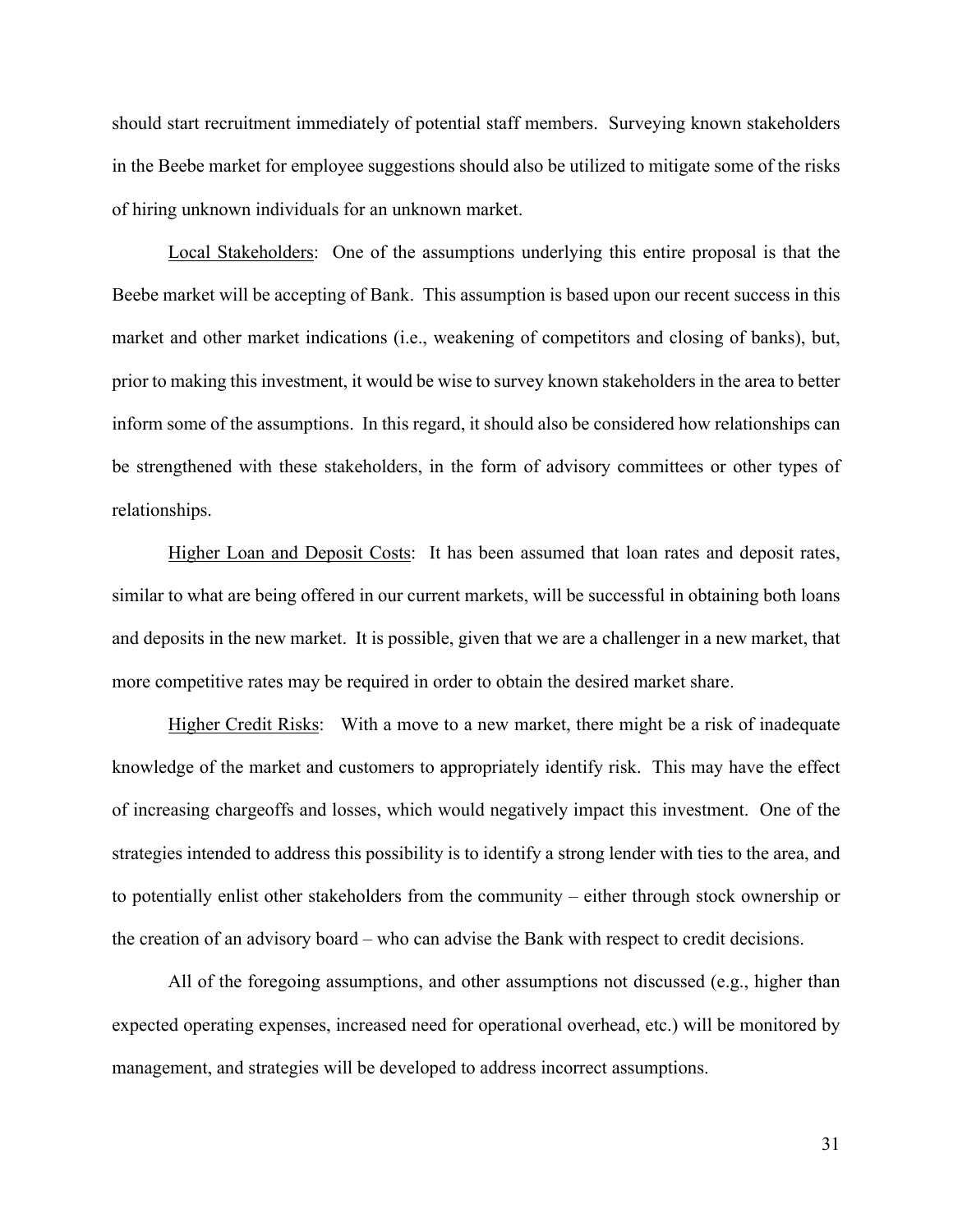should start recruitment immediately of potential staff members. Surveying known stakeholders in the Beebe market for employee suggestions should also be utilized to mitigate some of the risks of hiring unknown individuals for an unknown market.

<u>Local Stakeholders</u>: One of the assumptions underlying this entire proposal is that the Beebe market will be accepting of Bank. This assumption is based upon our recent success in this market and other market indications (i.e., weakening of competitors and closing of banks), but, prior to making this investment, it would be wise to survey known stakeholders in the area to better inform some of the assumptions. In this regard, it should also be considered how relationships can be strengthened with these stakeholders, in the form of advisory committees or other types of relationships.

<u>Higher Loan and Deposit Costs</u>: It has been assumed that loan rates and deposit rates, similar to what are being offered in our current markets, will be successful in obtaining both loans and deposits in the new market. It is possible, given that we are a challenger in a new market, that more competitive rates may be required in order to obtain the desired market share.

<u>Higher Credit Risks</u>: With a move to a new market, there might be a risk of inadequate knowledge of the market and customers to appropriately identify risk. This may have the effect of increasing chargeoffs and losses, which would negatively impact this investment. One of the strategies intended to address this possibility is to identify a strong lender with ties to the area, and to potentially enlist other stakeholders from the community – either through stock ownership or the creation of an advisory board – who can advise the Bank with respect to credit decisions.

All of the foregoing assumptions, and other assumptions not discussed (e.g., higher than expected operating expenses, increased need for operational overhead, etc.) will be monitored by management, and strategies will be developed to address incorrect assumptions.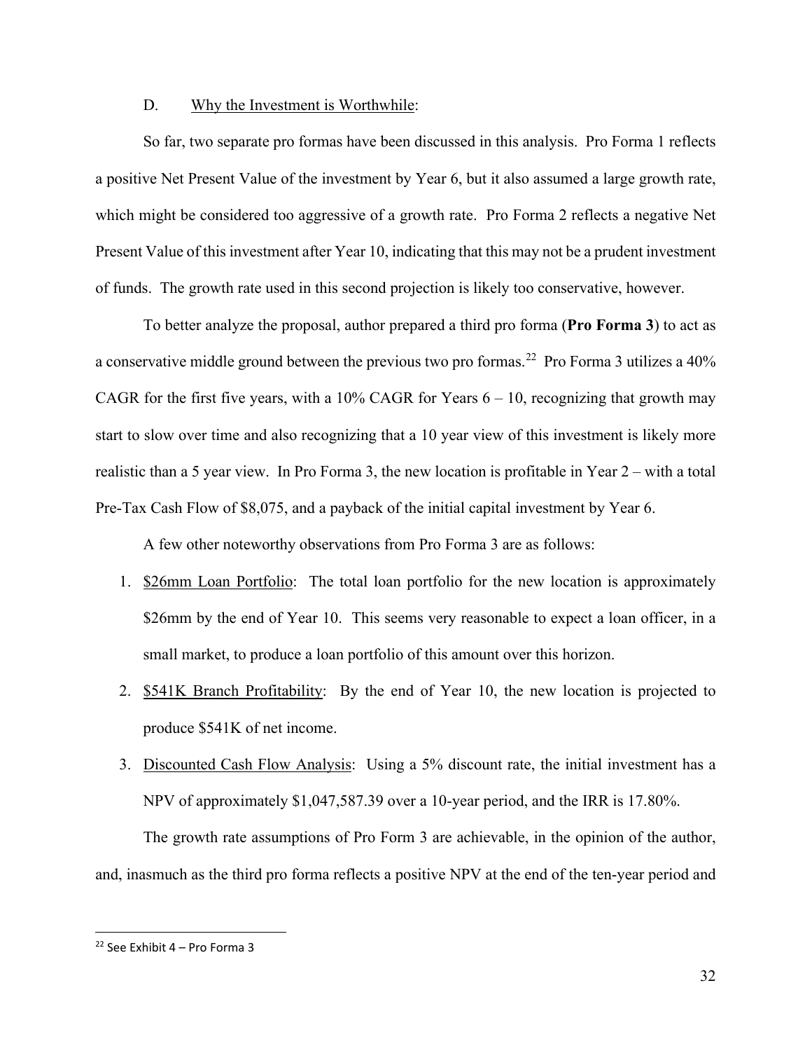### D. Why the Investment is Worthwhile:

So far, two separate pro formas have been discussed in this analysis. Pro Forma 1 reflects a positive Net Present Value of the investment by Year 6, but it also assumed a large growth rate, which might be considered too aggressive of a growth rate. Pro Forma 2 reflects a negative Net Present Value of this investment after Year 10, indicating that this may not be a prudent investment of funds. The growth rate used in this second projection is likely too conservative, however.

To better analyze the proposal, author prepared a third pro forma (**Pro Forma 3**) to act as a conservative middle ground between the previous two pro formas.[22] Pro Forma 3 utilizes a 40% CAGR for the first five years, with a 10% CAGR for Years 6 – 10, recognizing that growth may start to slow over time and also recognizing that a 10 year view of this investment is likely more realistic than a 5 year view. In Pro Forma 3, the new location is profitable in Year 2 – with a total Pre-Tax Cash Flow of $8,075, and a payback of the initial capital investment by Year 6.

A few other noteworthy observations from Pro Forma 3 are as follows:

1. $26mm Loan Portfolio: The total loan portfolio for the new location is approximately $26mm by the end of Year 10. This seems very reasonable to expect a loan officer, in a small market, to produce a loan portfolio of this amount over this horizon.
2. $541K Branch Profitability: By the end of Year 10, the new location is projected to produce $541K of net income.
3. Discounted Cash Flow Analysis: Using a 5% discount rate, the initial investment has a NPV of approximately $1,047,587.39 over a 10-year period, and the IRR is 17.80%.

The growth rate assumptions of Pro Form 3 are achievable, in the opinion of the author, and, inasmuch as the third pro forma reflects a positive NPV at the end of the ten-year period and

---

[22] See Exhibit 4 – Pro Forma 3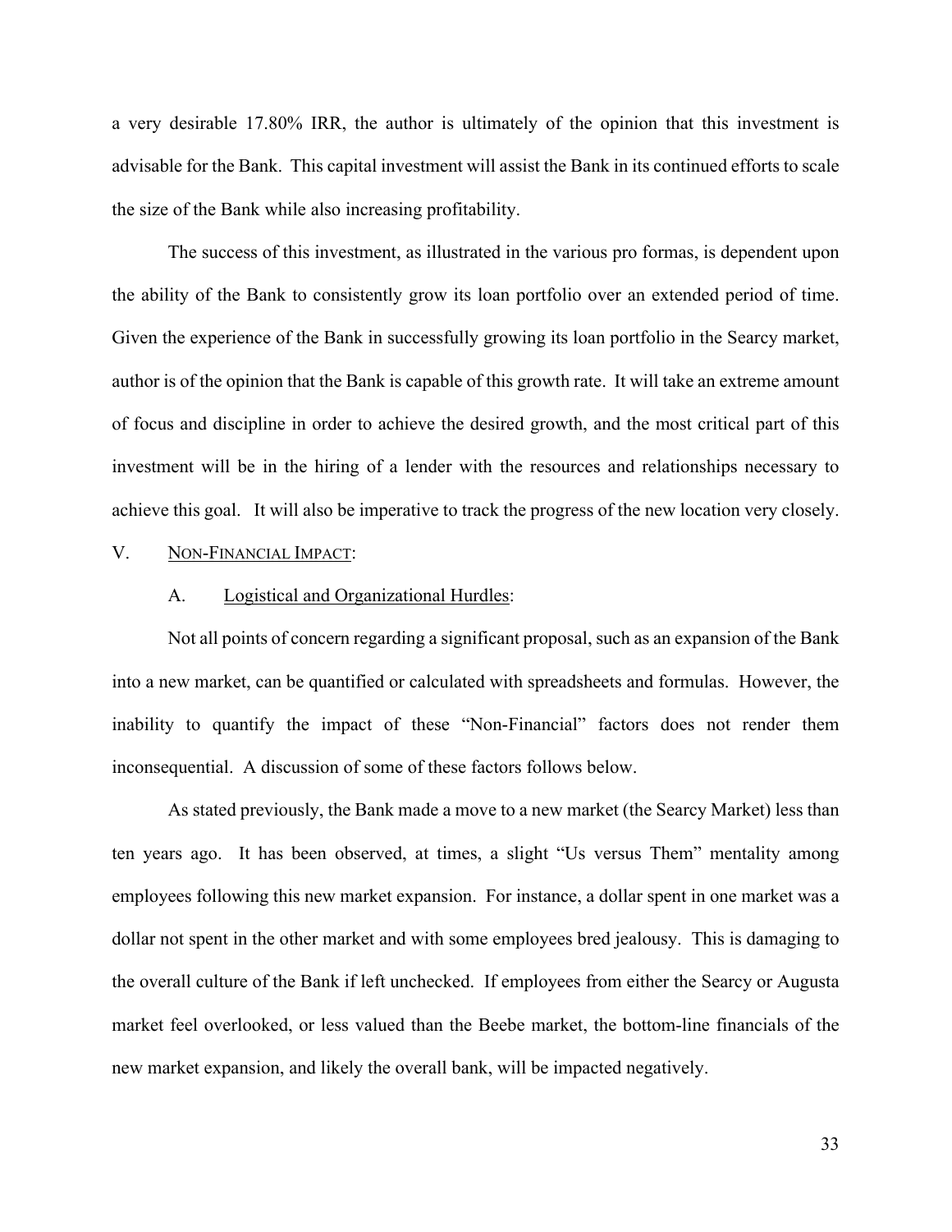a very desirable 17.80% IRR, the author is ultimately of the opinion that this investment is advisable for the Bank. This capital investment will assist the Bank in its continued efforts to scale the size of the Bank while also increasing profitability.

The success of this investment, as illustrated in the various pro formas, is dependent upon the ability of the Bank to consistently grow its loan portfolio over an extended period of time. Given the experience of the Bank in successfully growing its loan portfolio in the Searcy market, author is of the opinion that the Bank is capable of this growth rate. It will take an extreme amount of focus and discipline in order to achieve the desired growth, and the most critical part of this investment will be in the hiring of a lender with the resources and relationships necessary to achieve this goal. It will also be imperative to track the progress of the new location very closely.

## V. Non-Financial Impact:

### A. Logistical and Organizational Hurdles:

Not all points of concern regarding a significant proposal, such as an expansion of the Bank into a new market, can be quantified or calculated with spreadsheets and formulas. However, the inability to quantify the impact of these "Non-Financial" factors does not render them inconsequential. A discussion of some of these factors follows below.

As stated previously, the Bank made a move to a new market (the Searcy Market) less than ten years ago. It has been observed, at times, a slight "Us versus Them" mentality among employees following this new market expansion. For instance, a dollar spent in one market was a dollar not spent in the other market and with some employees bred jealousy. This is damaging to the overall culture of the Bank if left unchecked. If employees from either the Searcy or Augusta market feel overlooked, or less valued than the Beebe market, the bottom-line financials of the new market expansion, and likely the overall bank, will be impacted negatively.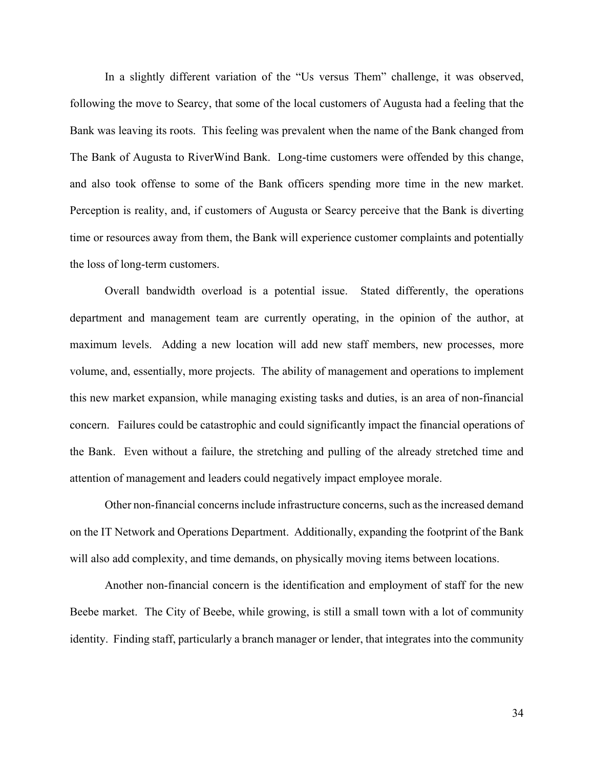In a slightly different variation of the "Us versus Them" challenge, it was observed, following the move to Searcy, that some of the local customers of Augusta had a feeling that the Bank was leaving its roots. This feeling was prevalent when the name of the Bank changed from The Bank of Augusta to RiverWind Bank. Long-time customers were offended by this change, and also took offense to some of the Bank officers spending more time in the new market. Perception is reality, and, if customers of Augusta or Searcy perceive that the Bank is diverting time or resources away from them, the Bank will experience customer complaints and potentially the loss of long-term customers.

Overall bandwidth overload is a potential issue. Stated differently, the operations department and management team are currently operating, in the opinion of the author, at maximum levels. Adding a new location will add new staff members, new processes, more volume, and, essentially, more projects. The ability of management and operations to implement this new market expansion, while managing existing tasks and duties, is an area of non-financial concern. Failures could be catastrophic and could significantly impact the financial operations of the Bank. Even without a failure, the stretching and pulling of the already stretched time and attention of management and leaders could negatively impact employee morale.

Other non-financial concerns include infrastructure concerns, such as the increased demand on the IT Network and Operations Department. Additionally, expanding the footprint of the Bank will also add complexity, and time demands, on physically moving items between locations.

Another non-financial concern is the identification and employment of staff for the new Beebe market. The City of Beebe, while growing, is still a small town with a lot of community identity. Finding staff, particularly a branch manager or lender, that integrates into the community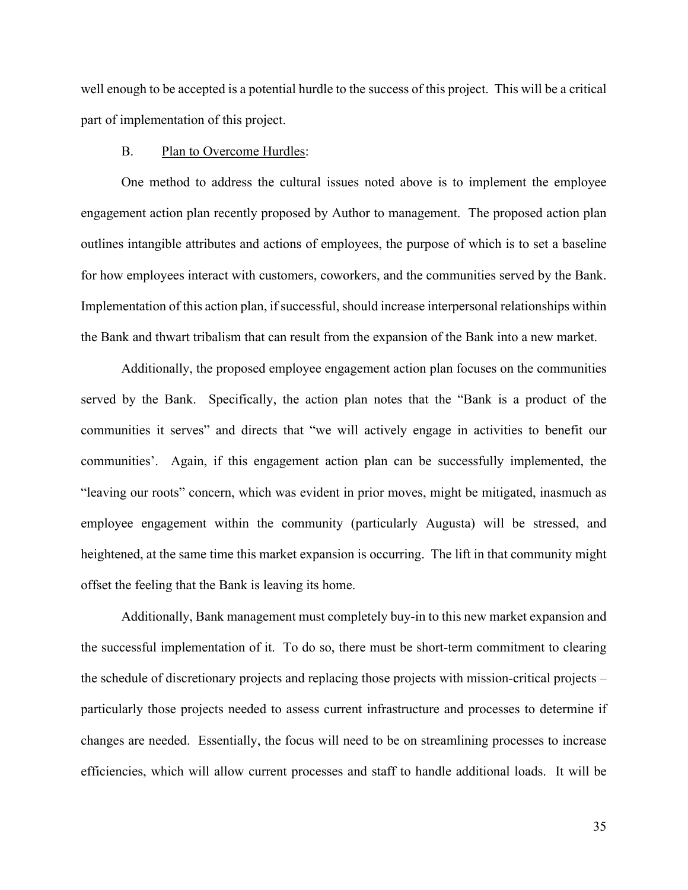well enough to be accepted is a potential hurdle to the success of this project. This will be a critical part of implementation of this project.

B. Plan to Overcome Hurdles:

One method to address the cultural issues noted above is to implement the employee engagement action plan recently proposed by Author to management. The proposed action plan outlines intangible attributes and actions of employees, the purpose of which is to set a baseline for how employees interact with customers, coworkers, and the communities served by the Bank. Implementation of this action plan, if successful, should increase interpersonal relationships within the Bank and thwart tribalism that can result from the expansion of the Bank into a new market.

Additionally, the proposed employee engagement action plan focuses on the communities served by the Bank. Specifically, the action plan notes that the "Bank is a product of the communities it serves" and directs that "we will actively engage in activities to benefit our communities'. Again, if this engagement action plan can be successfully implemented, the "leaving our roots" concern, which was evident in prior moves, might be mitigated, inasmuch as employee engagement within the community (particularly Augusta) will be stressed, and heightened, at the same time this market expansion is occurring. The lift in that community might offset the feeling that the Bank is leaving its home.

Additionally, Bank management must completely buy-in to this new market expansion and the successful implementation of it. To do so, there must be short-term commitment to clearing the schedule of discretionary projects and replacing those projects with mission-critical projects – particularly those projects needed to assess current infrastructure and processes to determine if changes are needed. Essentially, the focus will need to be on streamlining processes to increase efficiencies, which will allow current processes and staff to handle additional loads. It will be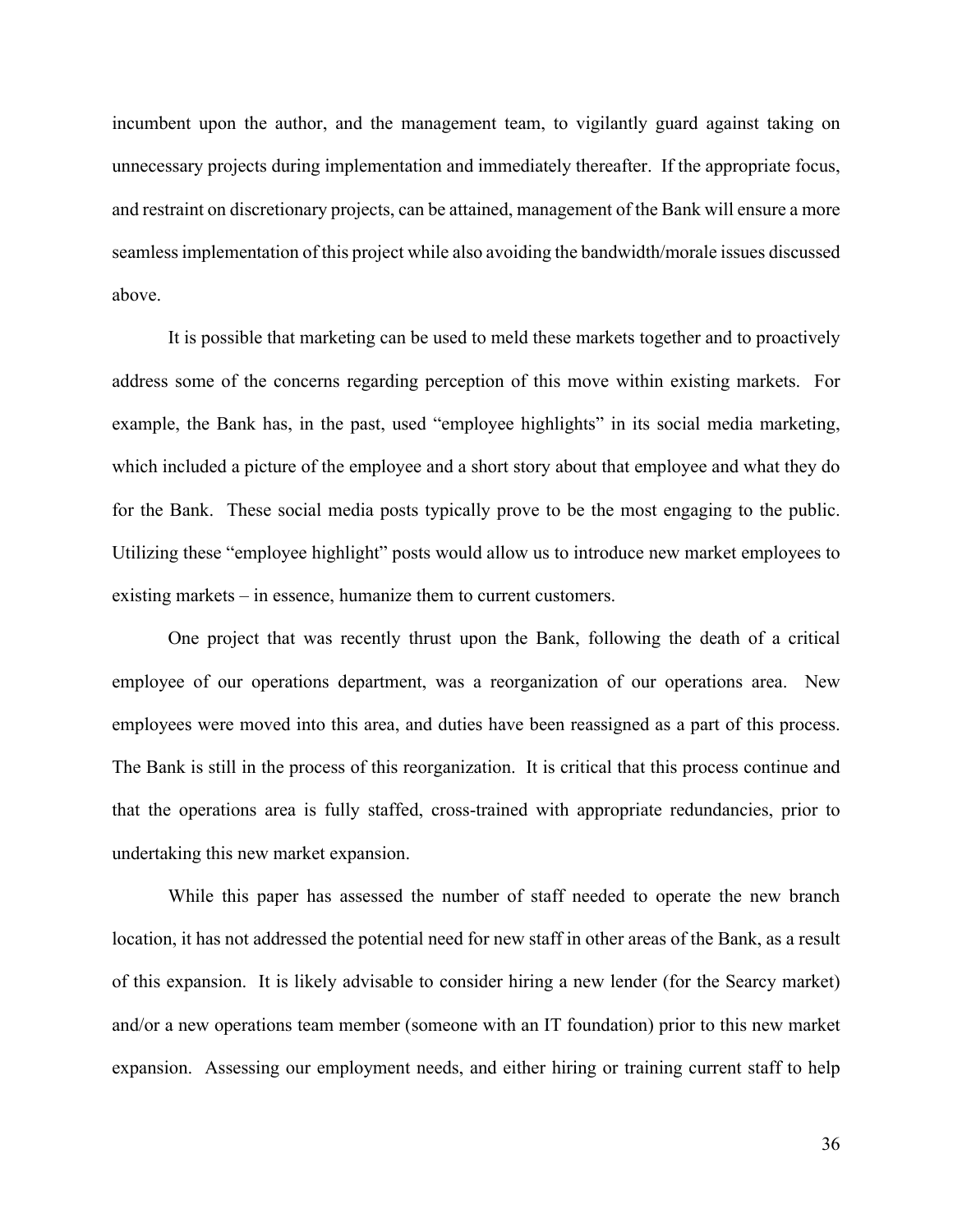incumbent upon the author, and the management team, to vigilantly guard against taking on unnecessary projects during implementation and immediately thereafter. If the appropriate focus, and restraint on discretionary projects, can be attained, management of the Bank will ensure a more seamless implementation of this project while also avoiding the bandwidth/morale issues discussed above.

It is possible that marketing can be used to meld these markets together and to proactively address some of the concerns regarding perception of this move within existing markets. For example, the Bank has, in the past, used "employee highlights" in its social media marketing, which included a picture of the employee and a short story about that employee and what they do for the Bank. These social media posts typically prove to be the most engaging to the public. Utilizing these "employee highlight" posts would allow us to introduce new market employees to existing markets – in essence, humanize them to current customers.

One project that was recently thrust upon the Bank, following the death of a critical employee of our operations department, was a reorganization of our operations area. New employees were moved into this area, and duties have been reassigned as a part of this process. The Bank is still in the process of this reorganization. It is critical that this process continue and that the operations area is fully staffed, cross-trained with appropriate redundancies, prior to undertaking this new market expansion.

While this paper has assessed the number of staff needed to operate the new branch location, it has not addressed the potential need for new staff in other areas of the Bank, as a result of this expansion. It is likely advisable to consider hiring a new lender (for the Searcy market) and/or a new operations team member (someone with an IT foundation) prior to this new market expansion. Assessing our employment needs, and either hiring or training current staff to help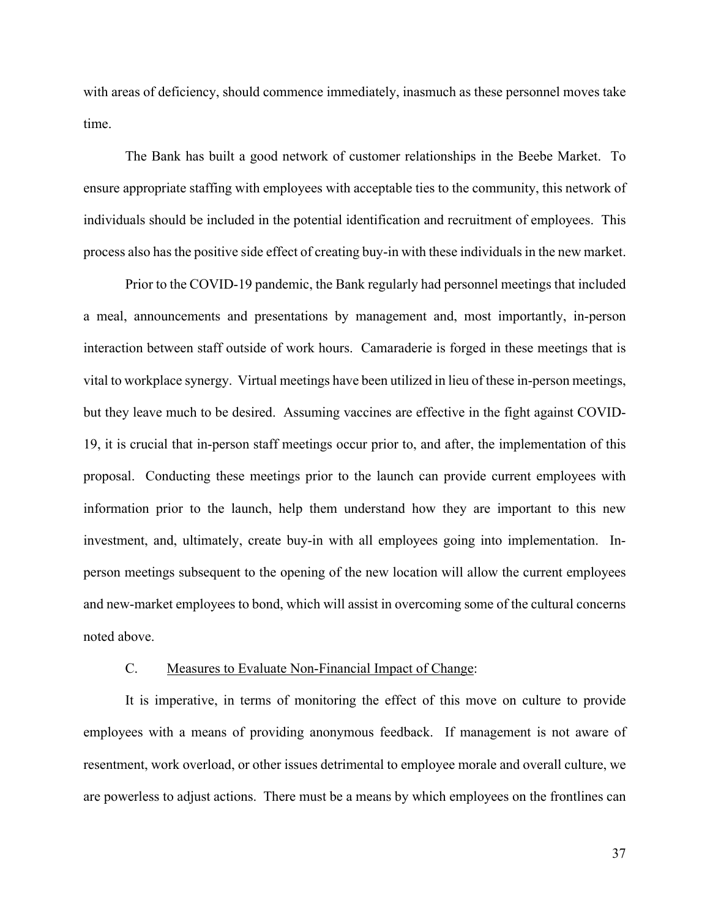with areas of deficiency, should commence immediately, inasmuch as these personnel moves take time.

The Bank has built a good network of customer relationships in the Beebe Market. To ensure appropriate staffing with employees with acceptable ties to the community, this network of individuals should be included in the potential identification and recruitment of employees. This process also has the positive side effect of creating buy-in with these individuals in the new market.

Prior to the COVID-19 pandemic, the Bank regularly had personnel meetings that included a meal, announcements and presentations by management and, most importantly, in-person interaction between staff outside of work hours. Camaraderie is forged in these meetings that is vital to workplace synergy. Virtual meetings have been utilized in lieu of these in-person meetings, but they leave much to be desired. Assuming vaccines are effective in the fight against COVID-19, it is crucial that in-person staff meetings occur prior to, and after, the implementation of this proposal. Conducting these meetings prior to the launch can provide current employees with information prior to the launch, help them understand how they are important to this new investment, and, ultimately, create buy-in with all employees going into implementation. In-person meetings subsequent to the opening of the new location will allow the current employees and new-market employees to bond, which will assist in overcoming some of the cultural concerns noted above.

C. Measures to Evaluate Non-Financial Impact of Change:

It is imperative, in terms of monitoring the effect of this move on culture to provide employees with a means of providing anonymous feedback. If management is not aware of resentment, work overload, or other issues detrimental to employee morale and overall culture, we are powerless to adjust actions. There must be a means by which employees on the frontlines can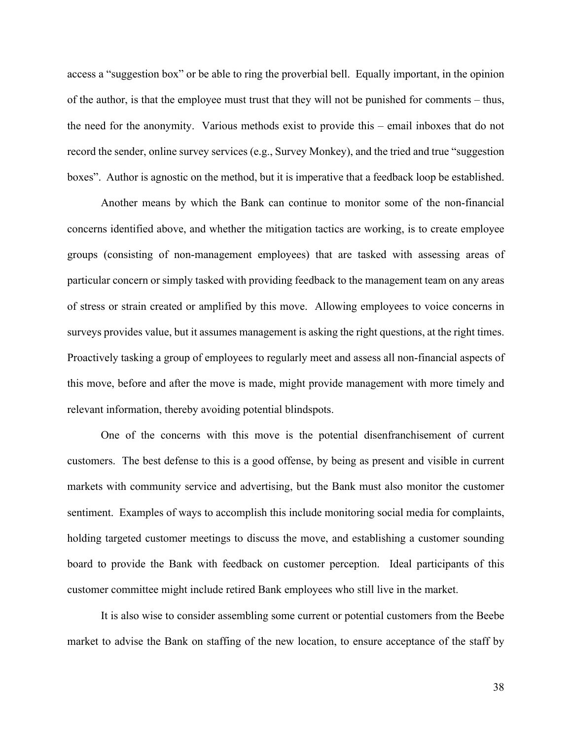access a "suggestion box" or be able to ring the proverbial bell. Equally important, in the opinion of the author, is that the employee must trust that they will not be punished for comments – thus, the need for the anonymity. Various methods exist to provide this – email inboxes that do not record the sender, online survey services (e.g., Survey Monkey), and the tried and true "suggestion boxes". Author is agnostic on the method, but it is imperative that a feedback loop be established.

Another means by which the Bank can continue to monitor some of the non-financial concerns identified above, and whether the mitigation tactics are working, is to create employee groups (consisting of non-management employees) that are tasked with assessing areas of particular concern or simply tasked with providing feedback to the management team on any areas of stress or strain created or amplified by this move. Allowing employees to voice concerns in surveys provides value, but it assumes management is asking the right questions, at the right times. Proactively tasking a group of employees to regularly meet and assess all non-financial aspects of this move, before and after the move is made, might provide management with more timely and relevant information, thereby avoiding potential blindspots.

One of the concerns with this move is the potential disenfranchisement of current customers. The best defense to this is a good offense, by being as present and visible in current markets with community service and advertising, but the Bank must also monitor the customer sentiment. Examples of ways to accomplish this include monitoring social media for complaints, holding targeted customer meetings to discuss the move, and establishing a customer sounding board to provide the Bank with feedback on customer perception. Ideal participants of this customer committee might include retired Bank employees who still live in the market.

It is also wise to consider assembling some current or potential customers from the Beebe market to advise the Bank on staffing of the new location, to ensure acceptance of the staff by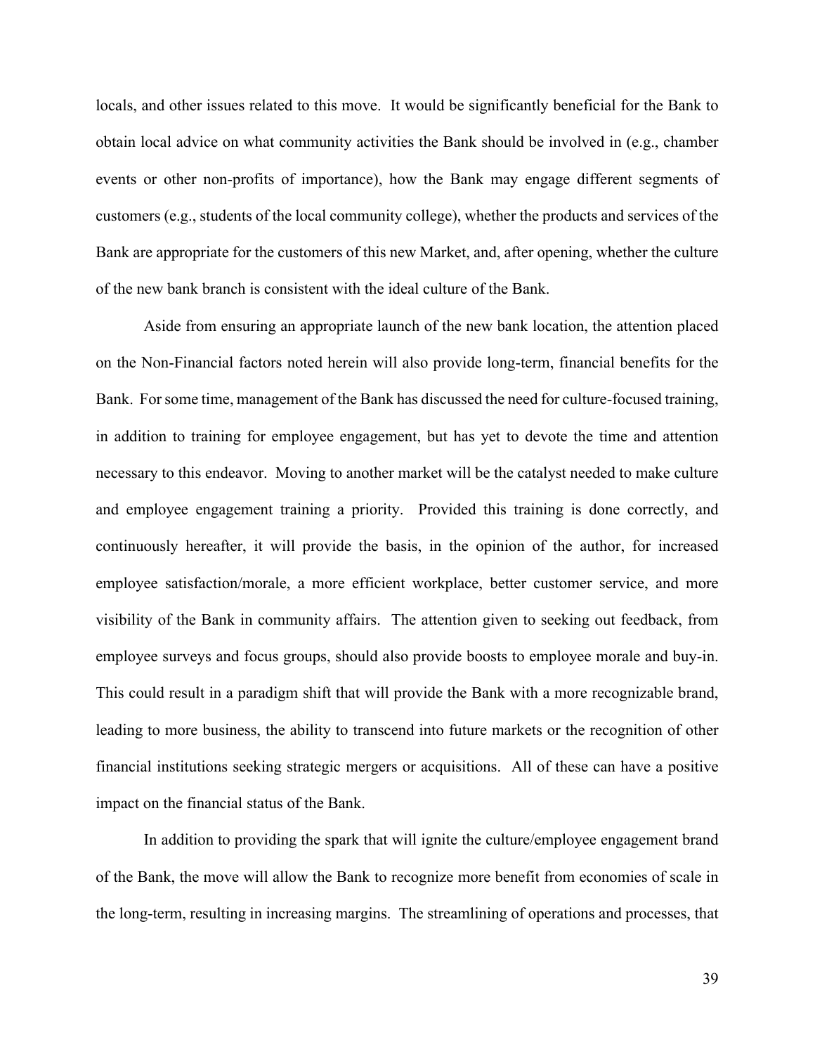locals, and other issues related to this move. It would be significantly beneficial for the Bank to obtain local advice on what community activities the Bank should be involved in (e.g., chamber events or other non-profits of importance), how the Bank may engage different segments of customers (e.g., students of the local community college), whether the products and services of the Bank are appropriate for the customers of this new Market, and, after opening, whether the culture of the new bank branch is consistent with the ideal culture of the Bank.

Aside from ensuring an appropriate launch of the new bank location, the attention placed on the Non-Financial factors noted herein will also provide long-term, financial benefits for the Bank. For some time, management of the Bank has discussed the need for culture-focused training, in addition to training for employee engagement, but has yet to devote the time and attention necessary to this endeavor. Moving to another market will be the catalyst needed to make culture and employee engagement training a priority. Provided this training is done correctly, and continuously hereafter, it will provide the basis, in the opinion of the author, for increased employee satisfaction/morale, a more efficient workplace, better customer service, and more visibility of the Bank in community affairs. The attention given to seeking out feedback, from employee surveys and focus groups, should also provide boosts to employee morale and buy-in. This could result in a paradigm shift that will provide the Bank with a more recognizable brand, leading to more business, the ability to transcend into future markets or the recognition of other financial institutions seeking strategic mergers or acquisitions. All of these can have a positive impact on the financial status of the Bank.

In addition to providing the spark that will ignite the culture/employee engagement brand of the Bank, the move will allow the Bank to recognize more benefit from economies of scale in the long-term, resulting in increasing margins. The streamlining of operations and processes, that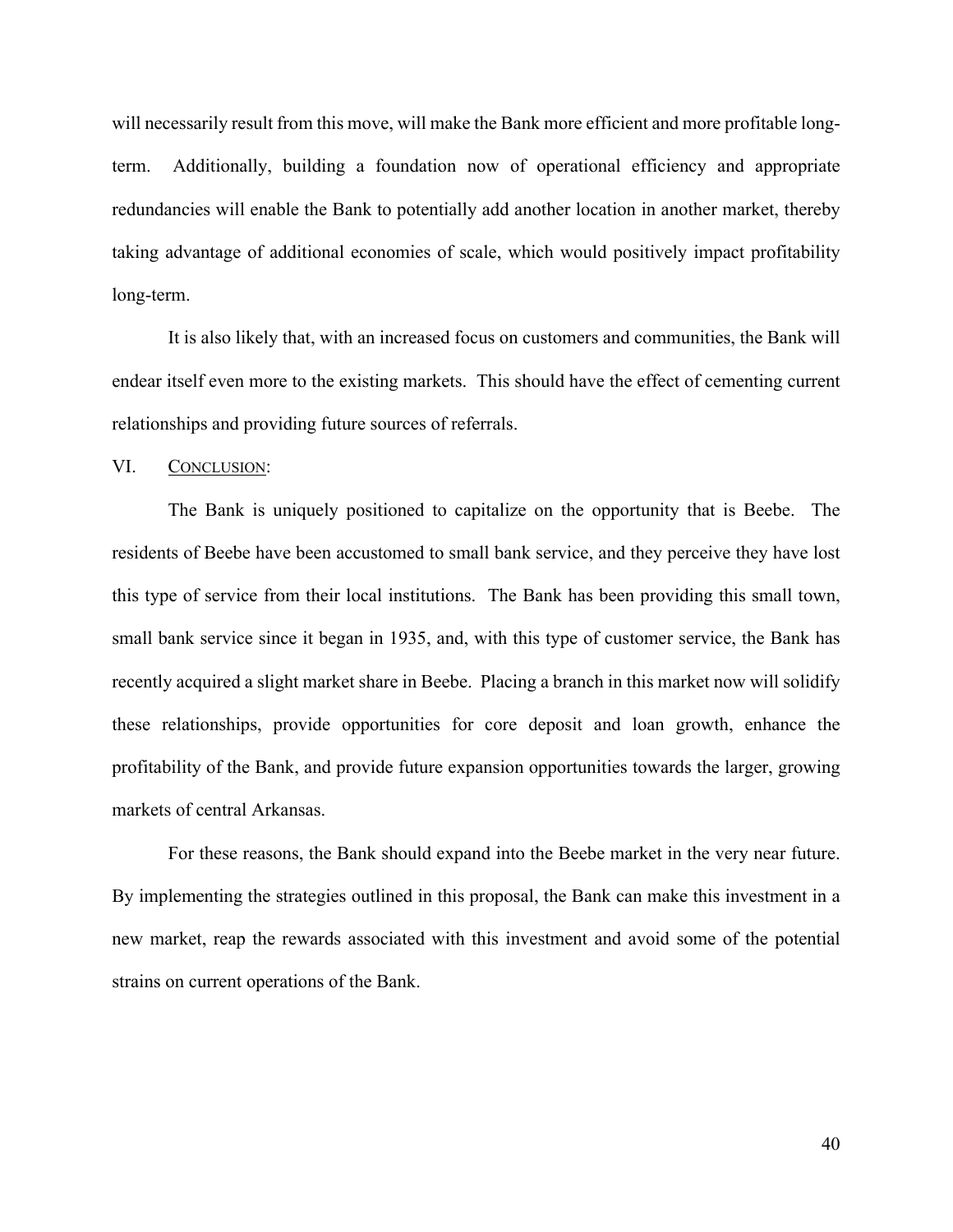will necessarily result from this move, will make the Bank more efficient and more profitable long-term. Additionally, building a foundation now of operational efficiency and appropriate redundancies will enable the Bank to potentially add another location in another market, thereby taking advantage of additional economies of scale, which would positively impact profitability long-term.

It is also likely that, with an increased focus on customers and communities, the Bank will endear itself even more to the existing markets. This should have the effect of cementing current relationships and providing future sources of referrals.

## VI. Conclusion:

The Bank is uniquely positioned to capitalize on the opportunity that is Beebe. The residents of Beebe have been accustomed to small bank service, and they perceive they have lost this type of service from their local institutions. The Bank has been providing this small town, small bank service since it began in 1935, and, with this type of customer service, the Bank has recently acquired a slight market share in Beebe. Placing a branch in this market now will solidify these relationships, provide opportunities for core deposit and loan growth, enhance the profitability of the Bank, and provide future expansion opportunities towards the larger, growing markets of central Arkansas.

For these reasons, the Bank should expand into the Beebe market in the very near future. By implementing the strategies outlined in this proposal, the Bank can make this investment in a new market, reap the rewards associated with this investment and avoid some of the potential strains on current operations of the Bank.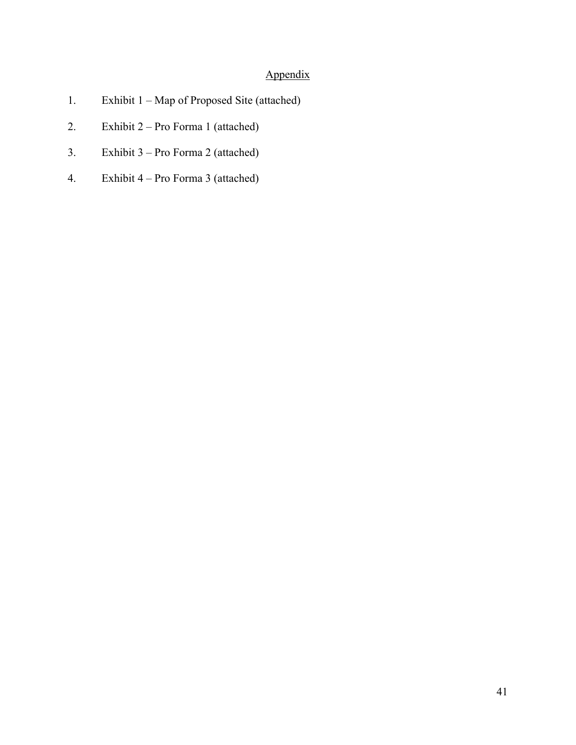# Appendix

1. Exhibit 1 – Map of Proposed Site (attached)
2. Exhibit 2 – Pro Forma 1 (attached)
3. Exhibit 3 – Pro Forma 2 (attached)
4. Exhibit 4 – Pro Forma 3 (attached)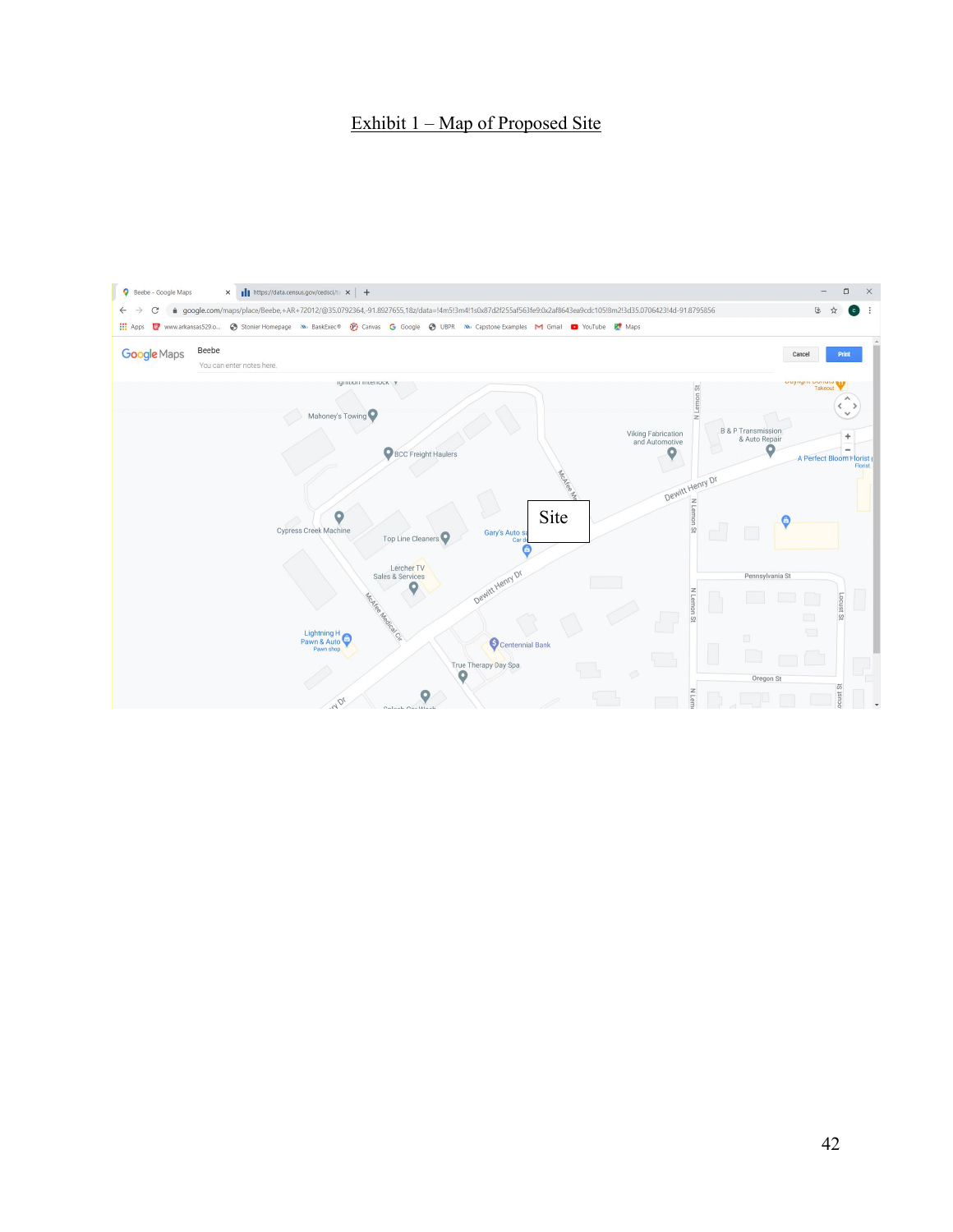# Exhibit 1 – Map of Proposed Site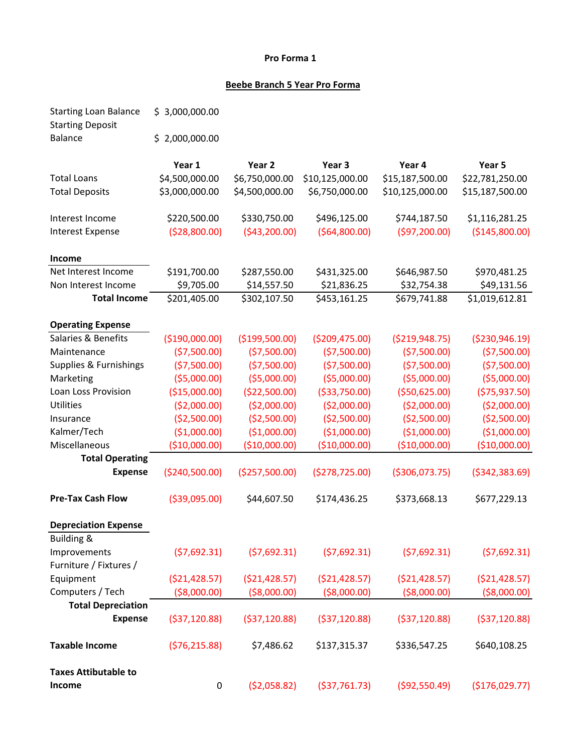**Pro Forma 1**

**Beebe Branch 5 Year Pro Forma**

| | |
|---|---|
| Starting Loan Balance | $ 3,000,000.00 |
| Starting Deposit Balance | $ 2,000,000.00 |

| | Year 1 | Year 2 | Year 3 | Year 4 | Year 5 |
|---|---|---|---|---|---|
| Total Loans | $4,500,000.00 | $6,750,000.00 | $10,125,000.00 | $15,187,500.00 | $22,781,250.00 |
| Total Deposits | $3,000,000.00 | $4,500,000.00 | $6,750,000.00 | $10,125,000.00 | $15,187,500.00 |
| | | | | | |
| Interest Income | $220,500.00 | $330,750.00 | $496,125.00 | $744,187.50 | $1,116,281.25 |
| Interest Expense | ($28,800.00) | ($43,200.00) | ($64,800.00) | ($97,200.00) | ($145,800.00) |
| | | | | | |
| **Income** | | | | | |
| Net Interest Income | $191,700.00 | $287,550.00 | $431,325.00 | $646,987.50 | $970,481.25 |
| Non Interest Income | $9,705.00 | $14,557.50 | $21,836.25 | $32,754.38 | $49,131.56 |
| **Total Income** | $201,405.00 | $302,107.50 | $453,161.25 | $679,741.88 | $1,019,612.81 |
| | | | | | |
| **Operating Expense** | | | | | |
| Salaries & Benefits | ($190,000.00) | ($199,500.00) | ($209,475.00) | ($219,948.75) | ($230,946.19) |
| Maintenance | ($7,500.00) | ($7,500.00) | ($7,500.00) | ($7,500.00) | ($7,500.00) |
| Supplies & Furnishings | ($7,500.00) | ($7,500.00) | ($7,500.00) | ($7,500.00) | ($7,500.00) |
| Marketing | ($5,000.00) | ($5,000.00) | ($5,000.00) | ($5,000.00) | ($5,000.00) |
| Loan Loss Provision | ($15,000.00) | ($22,500.00) | ($33,750.00) | ($50,625.00) | ($75,937.50) |
| Utilities | ($2,000.00) | ($2,000.00) | ($2,000.00) | ($2,000.00) | ($2,000.00) |
| Insurance | ($2,500.00) | ($2,500.00) | ($2,500.00) | ($2,500.00) | ($2,500.00) |
| Kalmer/Tech | ($1,000.00) | ($1,000.00) | ($1,000.00) | ($1,000.00) | ($1,000.00) |
| Miscellaneous | ($10,000.00) | ($10,000.00) | ($10,000.00) | ($10,000.00) | ($10,000.00) |
| **Total Operating Expense** | ($240,500.00) | ($257,500.00) | ($278,725.00) | ($306,073.75) | ($342,383.69) |
| | | | | | |
| **Pre-Tax Cash Flow** | ($39,095.00) | $44,607.50 | $174,436.25 | $373,668.13 | $677,229.13 |
| | | | | | |
| **Depreciation Expense** | | | | | |
| Building & Improvements | ($7,692.31) | ($7,692.31) | ($7,692.31) | ($7,692.31) | ($7,692.31) |
| Furniture / Fixtures / Equipment | ($21,428.57) | ($21,428.57) | ($21,428.57) | ($21,428.57) | ($21,428.57) |
| Computers / Tech | ($8,000.00) | ($8,000.00) | ($8,000.00) | ($8,000.00) | ($8,000.00) |
| **Total Depreciation Expense** | ($37,120.88) | ($37,120.88) | ($37,120.88) | ($37,120.88) | ($37,120.88) |
| | | | | | |
| **Taxable Income** | ($76,215.88) | $7,486.62 | $137,315.37 | $336,547.25 | $640,108.25 |
| | | | | | |
| **Taxes Attibutable to Income** | 0 | ($2,058.82) | ($37,761.73) | ($92,550.49) | ($176,029.77) |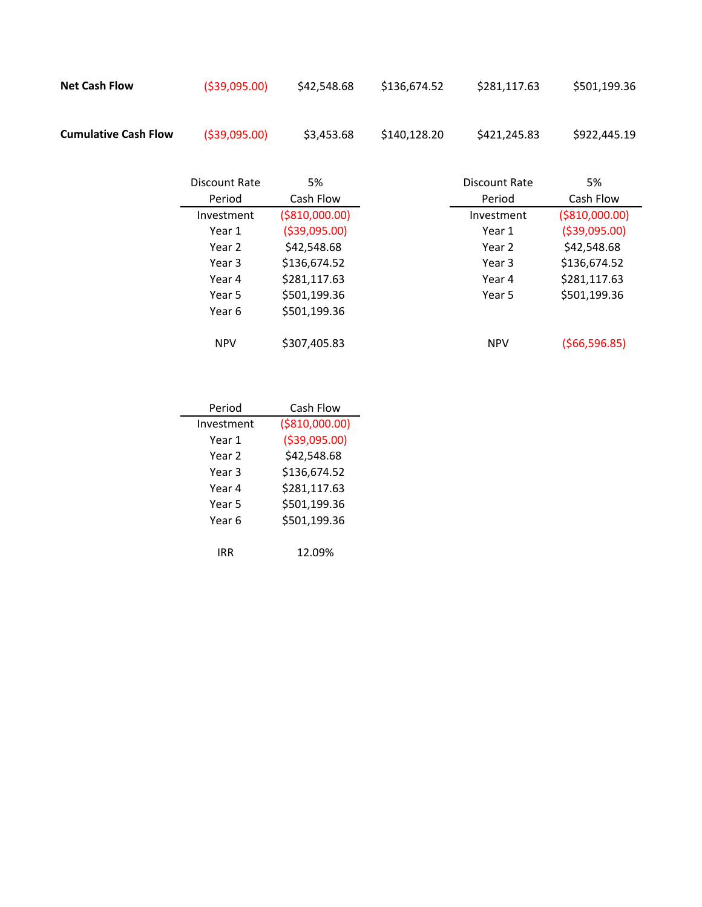| | | | | | |
|---|---|---|---|---|---|
| **Net Cash Flow** | ($39,095.00) | $42,548.68 | $136,674.52 | $281,117.63 | $501,199.36 |
| **Cumulative Cash Flow** | ($39,095.00) | $3,453.68 | $140,128.20 | $421,245.83 | $922,445.19 |

| Discount Rate | 5% |
|---|---|
| **Period** | **Cash Flow** |
| Investment | ($810,000.00) |
| Year 1 | ($39,095.00) |
| Year 2 | $42,548.68 |
| Year 3 | $136,674.52 |
| Year 4 | $281,117.63 |
| Year 5 | $501,199.36 |
| Year 6 | $501,199.36 |
| NPV | $307,405.83 |

| Discount Rate | 5% |
|---|---|
| **Period** | **Cash Flow** |
| Investment | ($810,000.00) |
| Year 1 | ($39,095.00) |
| Year 2 | $42,548.68 |
| Year 3 | $136,674.52 |
| Year 4 | $281,117.63 |
| Year 5 | $501,199.36 |
| NPV | ($66,596.85) |

| Period | Cash Flow |
|---|---|
| Investment | ($810,000.00) |
| Year 1 | ($39,095.00) |
| Year 2 | $42,548.68 |
| Year 3 | $136,674.52 |
| Year 4 | $281,117.63 |
| Year 5 | $501,199.36 |
| Year 6 | $501,199.36 |
| IRR | 12.09% |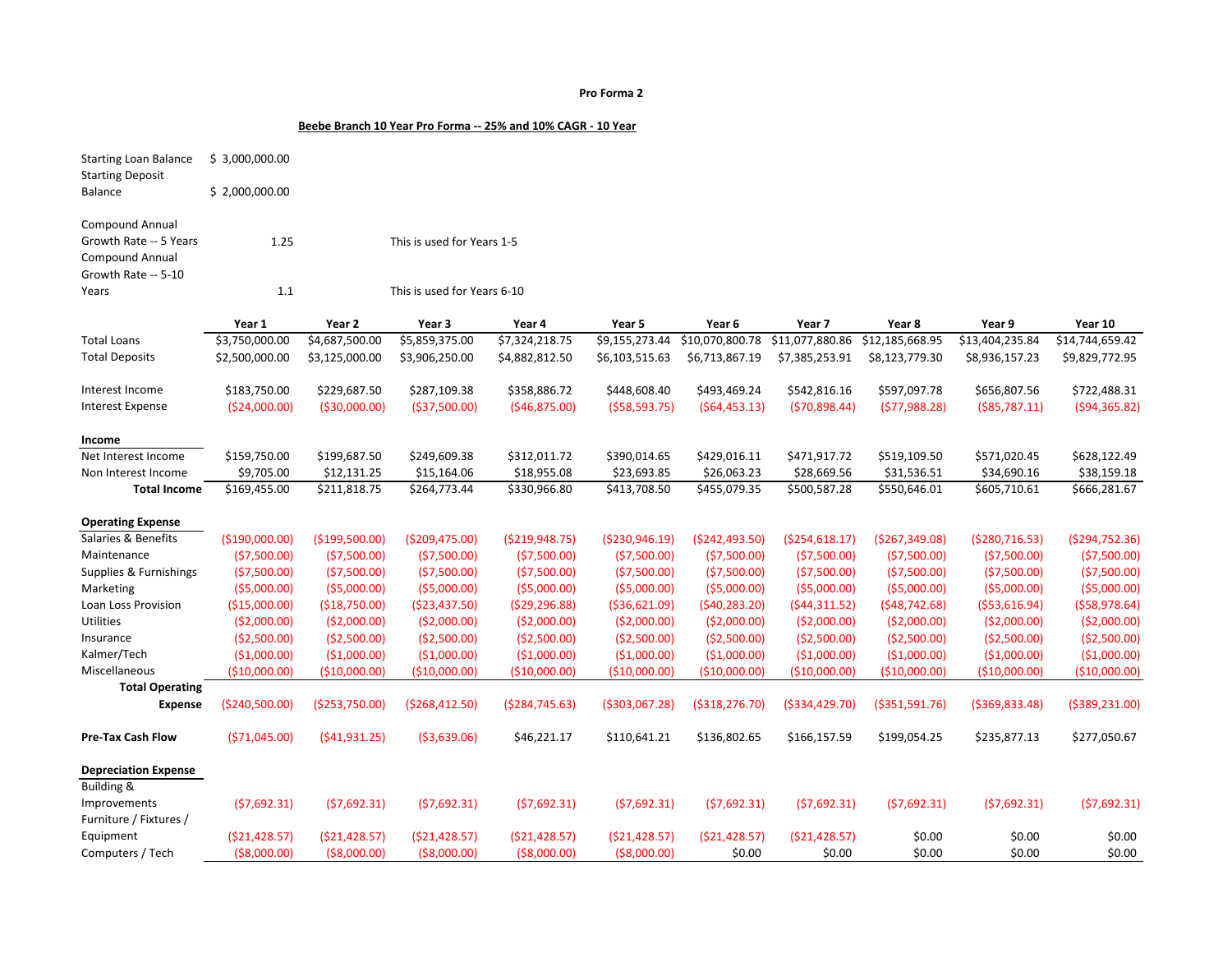**Pro Forma 2**

**Beebe Branch 10 Year Pro Forma -- 25% and 10% CAGR - 10 Year**

| | | |
|---|---|---|
| Starting Loan Balance | $ 3,000,000.00 | |
| Starting Deposit Balance | $ 2,000,000.00 | |
| Compound Annual Growth Rate -- 5 Years | 1.25 | This is used for Years 1-5 |
| Compound Annual Growth Rate -- 5-10 Years | 1.1 | This is used for Years 6-10 |

| | Year 1 | Year 2 | Year 3 | Year 4 | Year 5 | Year 6 | Year 7 | Year 8 | Year 9 | Year 10 |
|---|---|---|---|---|---|---|---|---|---|---|
| Total Loans | $3,750,000.00 | $4,687,500.00 | $5,859,375.00 | $7,324,218.75 | $9,155,273.44 | $10,070,800.78 | $11,077,880.86 | $12,185,668.95 | $13,404,235.84 | $14,744,659.42 |
| Total Deposits | $2,500,000.00 | $3,125,000.00 | $3,906,250.00 | $4,882,812.50 | $6,103,515.63 | $6,713,867.19 | $7,385,253.91 | $8,123,779.30 | $8,936,157.23 | $9,829,772.95 |
| Interest Income | $183,750.00 | $229,687.50 | $287,109.38 | $358,886.72 | $448,608.40 | $493,469.24 | $542,816.16 | $597,097.78 | $656,807.56 | $722,488.31 |
| Interest Expense | ($24,000.00) | ($30,000.00) | ($37,500.00) | ($46,875.00) | ($58,593.75) | ($64,453.13) | ($70,898.44) | ($77,988.28) | ($85,787.11) | ($94,365.82) |
| **Income** | | | | | | | | | | |
| Net Interest Income | $159,750.00 | $199,687.50 | $249,609.38 | $312,011.72 | $390,014.65 | $429,016.11 | $471,917.72 | $519,109.50 | $571,020.45 | $628,122.49 |
| Non Interest Income | $9,705.00 | $12,131.25 | $15,164.06 | $18,955.08 | $23,693.85 | $26,063.23 | $28,669.56 | $31,536.51 | $34,690.16 | $38,159.18 |
| **Total Income** | $169,455.00 | $211,818.75 | $264,773.44 | $330,966.80 | $413,708.50 | $455,079.35 | $500,587.28 | $550,646.01 | $605,710.61 | $666,281.67 |
| **Operating Expense** | | | | | | | | | | |
| Salaries & Benefits | ($190,000.00) | ($199,500.00) | ($209,475.00) | ($219,948.75) | ($230,946.19) | ($242,493.50) | ($254,618.17) | ($267,349.08) | ($280,716.53) | ($294,752.36) |
| Maintenance | ($7,500.00) | ($7,500.00) | ($7,500.00) | ($7,500.00) | ($7,500.00) | ($7,500.00) | ($7,500.00) | ($7,500.00) | ($7,500.00) | ($7,500.00) |
| Supplies & Furnishings | ($7,500.00) | ($7,500.00) | ($7,500.00) | ($7,500.00) | ($7,500.00) | ($7,500.00) | ($7,500.00) | ($7,500.00) | ($7,500.00) | ($7,500.00) |
| Marketing | ($5,000.00) | ($5,000.00) | ($5,000.00) | ($5,000.00) | ($5,000.00) | ($5,000.00) | ($5,000.00) | ($5,000.00) | ($5,000.00) | ($5,000.00) |
| Loan Loss Provision | ($15,000.00) | ($18,750.00) | ($23,437.50) | ($29,296.88) | ($36,621.09) | ($40,283.20) | ($44,311.52) | ($48,742.68) | ($53,616.94) | ($58,978.64) |
| Utilities | ($2,000.00) | ($2,000.00) | ($2,000.00) | ($2,000.00) | ($2,000.00) | ($2,000.00) | ($2,000.00) | ($2,000.00) | ($2,000.00) | ($2,000.00) |
| Insurance | ($2,500.00) | ($2,500.00) | ($2,500.00) | ($2,500.00) | ($2,500.00) | ($2,500.00) | ($2,500.00) | ($2,500.00) | ($2,500.00) | ($2,500.00) |
| Kalmer/Tech | ($1,000.00) | ($1,000.00) | ($1,000.00) | ($1,000.00) | ($1,000.00) | ($1,000.00) | ($1,000.00) | ($1,000.00) | ($1,000.00) | ($1,000.00) |
| Miscellaneous | ($10,000.00) | ($10,000.00) | ($10,000.00) | ($10,000.00) | ($10,000.00) | ($10,000.00) | ($10,000.00) | ($10,000.00) | ($10,000.00) | ($10,000.00) |
| **Total Operating Expense** | ($240,500.00) | ($253,750.00) | ($268,412.50) | ($284,745.63) | ($303,067.28) | ($318,276.70) | ($334,429.70) | ($351,591.76) | ($369,833.48) | ($389,231.00) |
| **Pre-Tax Cash Flow** | ($71,045.00) | ($41,931.25) | ($3,639.06) | $46,221.17 | $110,641.21 | $136,802.65 | $166,157.59 | $199,054.25 | $235,877.13 | $277,050.67 |
| **Depreciation Expense** | | | | | | | | | | |
| Building & Improvements | ($7,692.31) | ($7,692.31) | ($7,692.31) | ($7,692.31) | ($7,692.31) | ($7,692.31) | ($7,692.31) | ($7,692.31) | ($7,692.31) | ($7,692.31) |
| Furniture / Fixtures / Equipment | ($21,428.57) | ($21,428.57) | ($21,428.57) | ($21,428.57) | ($21,428.57) | ($21,428.57) | ($21,428.57) | $0.00 | $0.00 | $0.00 |
| Computers / Tech | ($8,000.00) | ($8,000.00) | ($8,000.00) | ($8,000.00) | ($8,000.00) | $0.00 | $0.00 | $0.00 | $0.00 | $0.00 |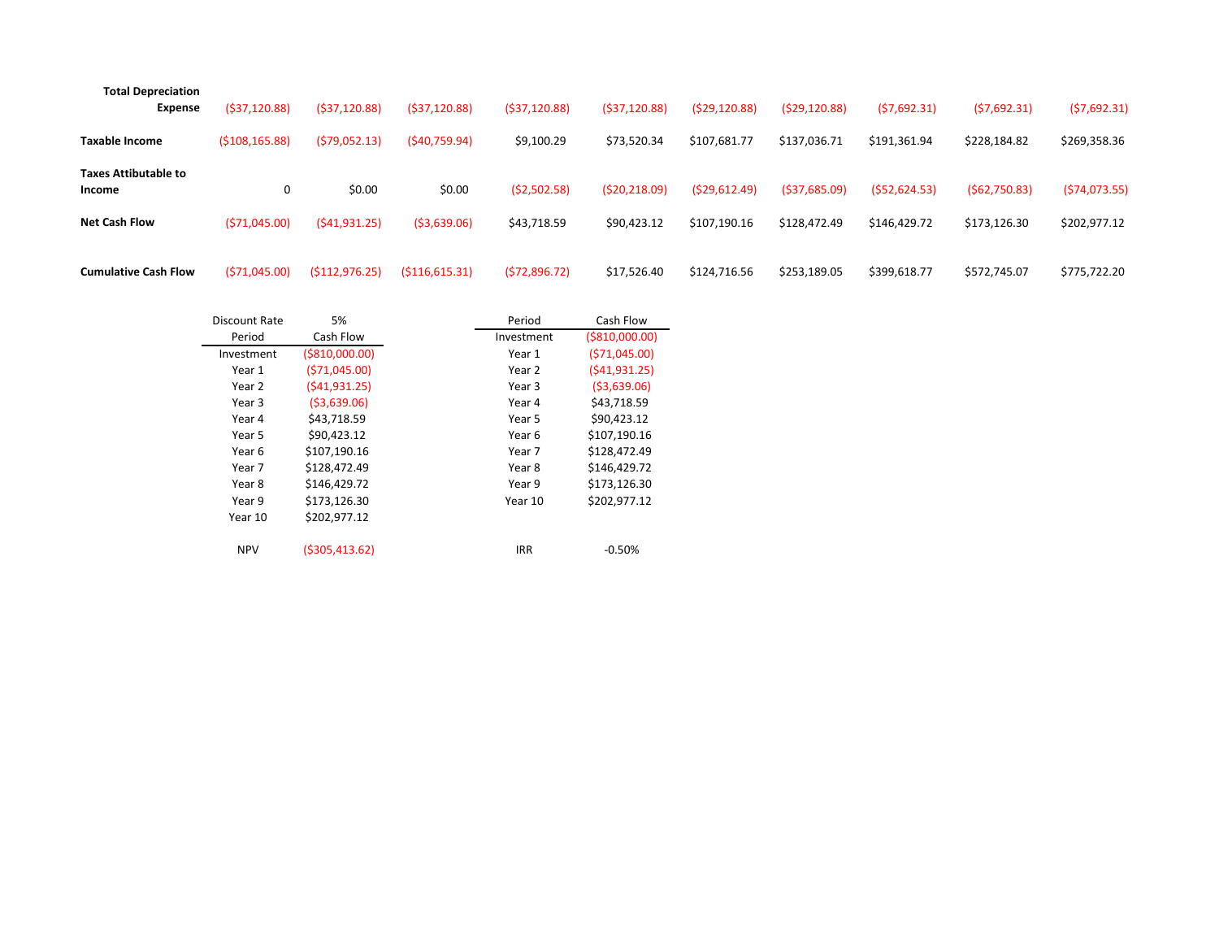| | | | | | | | | | | |
|---|---|---|---|---|---|---|---|---|---|---|
| **Total Depreciation Expense** | ($37,120.88) | ($37,120.88) | ($37,120.88) | ($37,120.88) | ($37,120.88) | ($29,120.88) | ($29,120.88) | ($7,692.31) | ($7,692.31) | ($7,692.31) |
| **Taxable Income** | ($108,165.88) | ($79,052.13) | ($40,759.94) | $9,100.29 | $73,520.34 | $107,681.77 | $137,036.71 | $191,361.94 | $228,184.82 | $269,358.36 |
| **Taxes Attibutable to Income** | 0 | $0.00 | $0.00 | ($2,502.58) | ($20,218.09) | ($29,612.49) | ($37,685.09) | ($52,624.53) | ($62,750.83) | ($74,073.55) |
| **Net Cash Flow** | ($71,045.00) | ($41,931.25) | ($3,639.06) | $43,718.59 | $90,423.12 | $107,190.16 | $128,472.49 | $146,429.72 | $173,126.30 | $202,977.12 |
| **Cumulative Cash Flow** | ($71,045.00) | ($112,976.25) | ($116,615.31) | ($72,896.72) | $17,526.40 | $124,716.56 | $253,189.05 | $399,618.77 | $572,745.07 | $775,722.20 |

| Discount Rate | 5% |
|---|---|
| Period | Cash Flow |
| Investment | ($810,000.00) |
| Year 1 | ($71,045.00) |
| Year 2 | ($41,931.25) |
| Year 3 | ($3,639.06) |
| Year 4 | $43,718.59 |
| Year 5 | $90,423.12 |
| Year 6 | $107,190.16 |
| Year 7 | $128,472.49 |
| Year 8 | $146,429.72 |
| Year 9 | $173,126.30 |
| Year 10 | $202,977.12 |
| NPV | ($305,413.62) |

| Period | Cash Flow |
|---|---|
| Investment | ($810,000.00) |
| Year 1 | ($71,045.00) |
| Year 2 | ($41,931.25) |
| Year 3 | ($3,639.06) |
| Year 4 | $43,718.59 |
| Year 5 | $90,423.12 |
| Year 6 | $107,190.16 |
| Year 7 | $128,472.49 |
| Year 8 | $146,429.72 |
| Year 9 | $173,126.30 |
| Year 10 | $202,977.12 |
| IRR | -0.50% |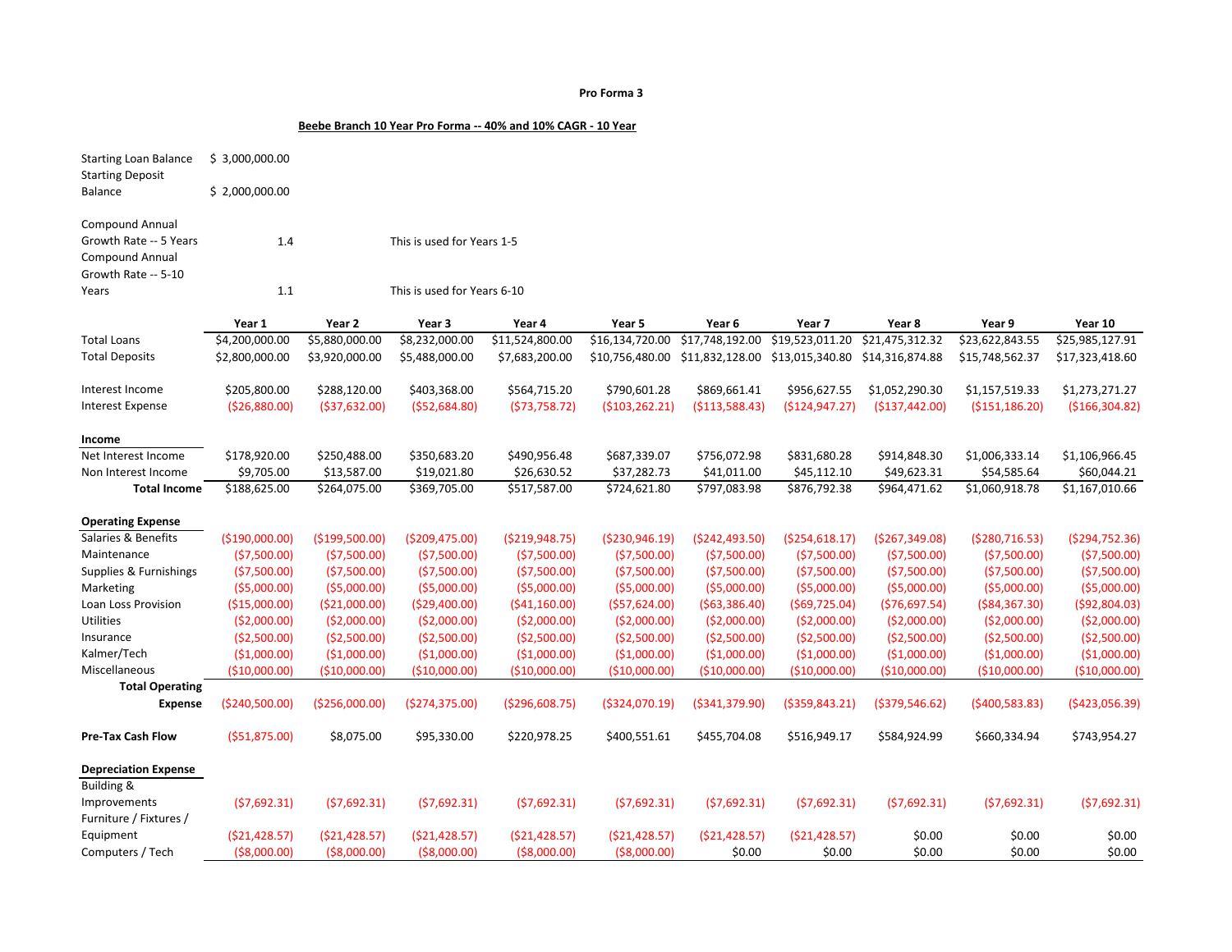**Pro Forma 3**

**Beebe Branch 10 Year Pro Forma -- 40% and 10% CAGR - 10 Year**

| | | |
|---|---|---|
| Starting Loan Balance | $ 3,000,000.00 | |
| Starting Deposit Balance | $ 2,000,000.00 | |
| Compound Annual Growth Rate -- 5 Years | 1.4 | This is used for Years 1-5 |
| Compound Annual Growth Rate -- 5-10 Years | 1.1 | This is used for Years 6-10 |

| | Year 1 | Year 2 | Year 3 | Year 4 | Year 5 | Year 6 | Year 7 | Year 8 | Year 9 | Year 10 |
|---|---|---|---|---|---|---|---|---|---|---|
| Total Loans | $4,200,000.00 | $5,880,000.00 | $8,232,000.00 | $11,524,800.00 | $16,134,720.00 | $17,748,192.00 | $19,523,011.20 | $21,475,312.32 | $23,622,843.55 | $25,985,127.91 |
| Total Deposits | $2,800,000.00 | $3,920,000.00 | $5,488,000.00 | $7,683,200.00 | $10,756,480.00 | $11,832,128.00 | $13,015,340.80 | $14,316,874.88 | $15,748,562.37 | $17,323,418.60 |
| Interest Income | $205,800.00 | $288,120.00 | $403,368.00 | $564,715.20 | $790,601.28 | $869,661.41 | $956,627.55 | $1,052,290.30 | $1,157,519.33 | $1,273,271.27 |
| Interest Expense | ($26,880.00) | ($37,632.00) | ($52,684.80) | ($73,758.72) | ($103,262.21) | ($113,588.43) | ($124,947.27) | ($137,442.00) | ($151,186.20) | ($166,304.82) |
| **Income** | | | | | | | | | | |
| Net Interest Income | $178,920.00 | $250,488.00 | $350,683.20 | $490,956.48 | $687,339.07 | $756,072.98 | $831,680.28 | $914,848.30 | $1,006,333.14 | $1,106,966.45 |
| Non Interest Income | $9,705.00 | $13,587.00 | $19,021.80 | $26,630.52 | $37,282.73 | $41,011.00 | $45,112.10 | $49,623.31 | $54,585.64 | $60,044.21 |
| **Total Income** | $188,625.00 | $264,075.00 | $369,705.00 | $517,587.00 | $724,621.80 | $797,083.98 | $876,792.38 | $964,471.62 | $1,060,918.78 | $1,167,010.66 |
| **Operating Expense** | | | | | | | | | | |
| Salaries & Benefits | ($190,000.00) | ($199,500.00) | ($209,475.00) | ($219,948.75) | ($230,946.19) | ($242,493.50) | ($254,618.17) | ($267,349.08) | ($280,716.53) | ($294,752.36) |
| Maintenance | ($7,500.00) | ($7,500.00) | ($7,500.00) | ($7,500.00) | ($7,500.00) | ($7,500.00) | ($7,500.00) | ($7,500.00) | ($7,500.00) | ($7,500.00) |
| Supplies & Furnishings | ($7,500.00) | ($7,500.00) | ($7,500.00) | ($7,500.00) | ($7,500.00) | ($7,500.00) | ($7,500.00) | ($7,500.00) | ($7,500.00) | ($7,500.00) |
| Marketing | ($5,000.00) | ($5,000.00) | ($5,000.00) | ($5,000.00) | ($5,000.00) | ($5,000.00) | ($5,000.00) | ($5,000.00) | ($5,000.00) | ($5,000.00) |
| Loan Loss Provision | ($15,000.00) | ($21,000.00) | ($29,400.00) | ($41,160.00) | ($57,624.00) | ($63,386.40) | ($69,725.04) | ($76,697.54) | ($84,367.30) | ($92,804.03) |
| Utilities | ($2,000.00) | ($2,000.00) | ($2,000.00) | ($2,000.00) | ($2,000.00) | ($2,000.00) | ($2,000.00) | ($2,000.00) | ($2,000.00) | ($2,000.00) |
| Insurance | ($2,500.00) | ($2,500.00) | ($2,500.00) | ($2,500.00) | ($2,500.00) | ($2,500.00) | ($2,500.00) | ($2,500.00) | ($2,500.00) | ($2,500.00) |
| Kalmer/Tech | ($1,000.00) | ($1,000.00) | ($1,000.00) | ($1,000.00) | ($1,000.00) | ($1,000.00) | ($1,000.00) | ($1,000.00) | ($1,000.00) | ($1,000.00) |
| Miscellaneous | ($10,000.00) | ($10,000.00) | ($10,000.00) | ($10,000.00) | ($10,000.00) | ($10,000.00) | ($10,000.00) | ($10,000.00) | ($10,000.00) | ($10,000.00) |
| **Total Operating Expense** | ($240,500.00) | ($256,000.00) | ($274,375.00) | ($296,608.75) | ($324,070.19) | ($341,379.90) | ($359,843.21) | ($379,546.62) | ($400,583.83) | ($423,056.39) |
| **Pre-Tax Cash Flow** | ($51,875.00) | $8,075.00 | $95,330.00 | $220,978.25 | $400,551.61 | $455,704.08 | $516,949.17 | $584,924.99 | $660,334.94 | $743,954.27 |
| **Depreciation Expense** | | | | | | | | | | |
| Building & Improvements | ($7,692.31) | ($7,692.31) | ($7,692.31) | ($7,692.31) | ($7,692.31) | ($7,692.31) | ($7,692.31) | ($7,692.31) | ($7,692.31) | ($7,692.31) |
| Furniture / Fixtures / Equipment | ($21,428.57) | ($21,428.57) | ($21,428.57) | ($21,428.57) | ($21,428.57) | ($21,428.57) | ($21,428.57) | $0.00 | $0.00 | $0.00 |
| Computers / Tech | ($8,000.00) | ($8,000.00) | ($8,000.00) | ($8,000.00) | ($8,000.00) | $0.00 | $0.00 | $0.00 | $0.00 | $0.00 |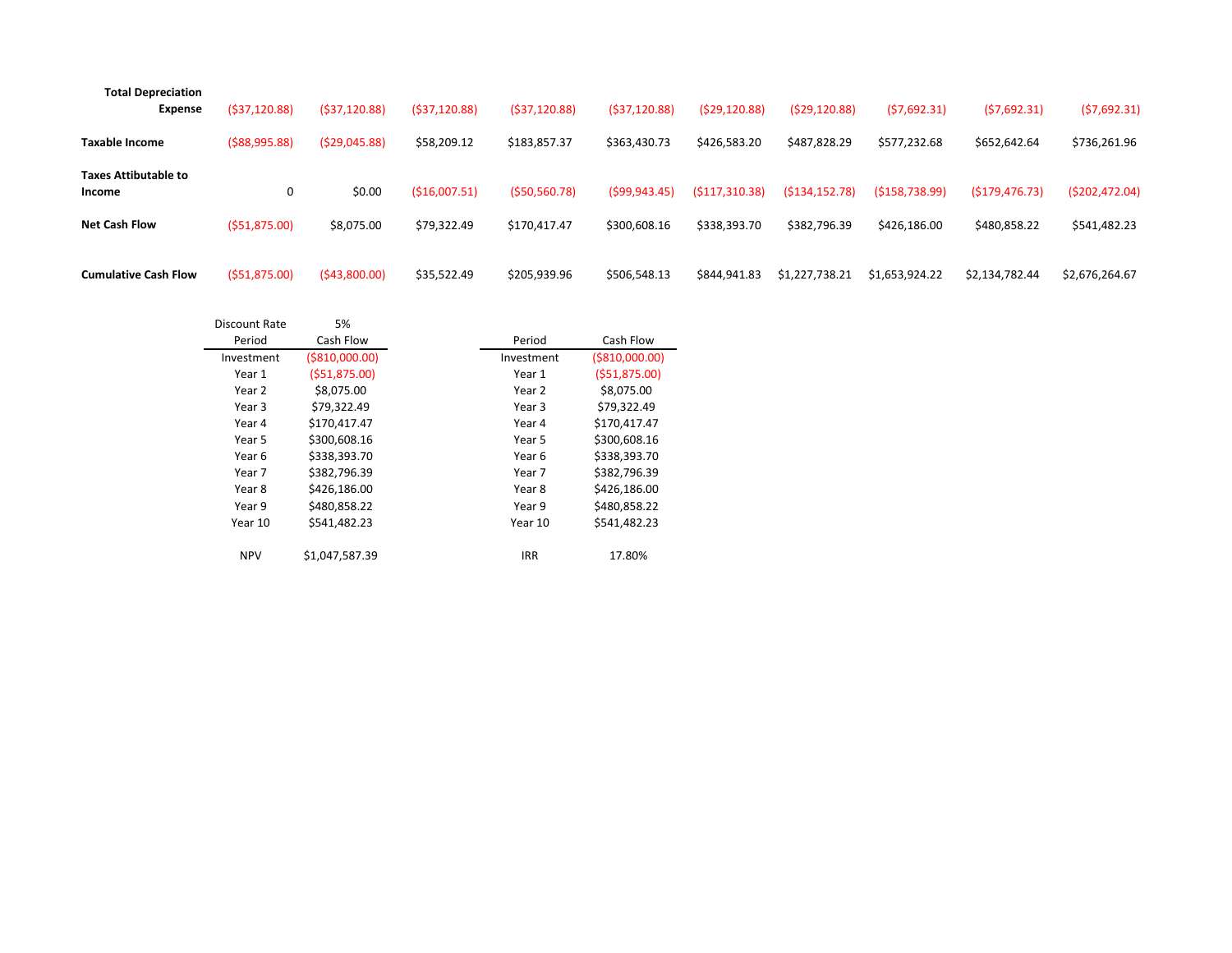| | | | | | | | | | | |
|---|---|---|---|---|---|---|---|---|---|---|
| **Total Depreciation Expense** | ($37,120.88) | ($37,120.88) | ($37,120.88) | ($37,120.88) | ($37,120.88) | ($29,120.88) | ($29,120.88) | ($7,692.31) | ($7,692.31) | ($7,692.31) |
| **Taxable Income** | ($88,995.88) | ($29,045.88) | $58,209.12 | $183,857.37 | $363,430.73 | $426,583.20 | $487,828.29 | $577,232.68 | $652,642.64 | $736,261.96 |
| **Taxes Attibutable to Income** | 0 | $0.00 | ($16,007.51) | ($50,560.78) | ($99,943.45) | ($117,310.38) | ($134,152.78) | ($158,738.99) | ($179,476.73) | ($202,472.04) |
| **Net Cash Flow** | ($51,875.00) | $8,075.00 | $79,322.49 | $170,417.47 | $300,608.16 | $338,393.70 | $382,796.39 | $426,186.00 | $480,858.22 | $541,482.23 |
| **Cumulative Cash Flow** | ($51,875.00) | ($43,800.00) | $35,522.49 | $205,939.96 | $506,548.13 | $844,941.83 | $1,227,738.21 | $1,653,924.22 | $2,134,782.44 | $2,676,264.67 |

Discount Rate 5%

| Period | Cash Flow |
|---|---|
| Investment | ($810,000.00) |
| Year 1 | ($51,875.00) |
| Year 2 | $8,075.00 |
| Year 3 | $79,322.49 |
| Year 4 | $170,417.47 |
| Year 5 | $300,608.16 |
| Year 6 | $338,393.70 |
| Year 7 | $382,796.39 |
| Year 8 | $426,186.00 |
| Year 9 | $480,858.22 |
| Year 10 | $541,482.23 |
| NPV | $1,047,587.39 |

| Period | Cash Flow |
|---|---|
| Investment | ($810,000.00) |
| Year 1 | ($51,875.00) |
| Year 2 | $8,075.00 |
| Year 3 | $79,322.49 |
| Year 4 | $170,417.47 |
| Year 5 | $300,608.16 |
| Year 6 | $338,393.70 |
| Year 7 | $382,796.39 |
| Year 8 | $426,186.00 |
| Year 9 | $480,858.22 |
| Year 10 | $541,482.23 |
| IRR | 17.80% |